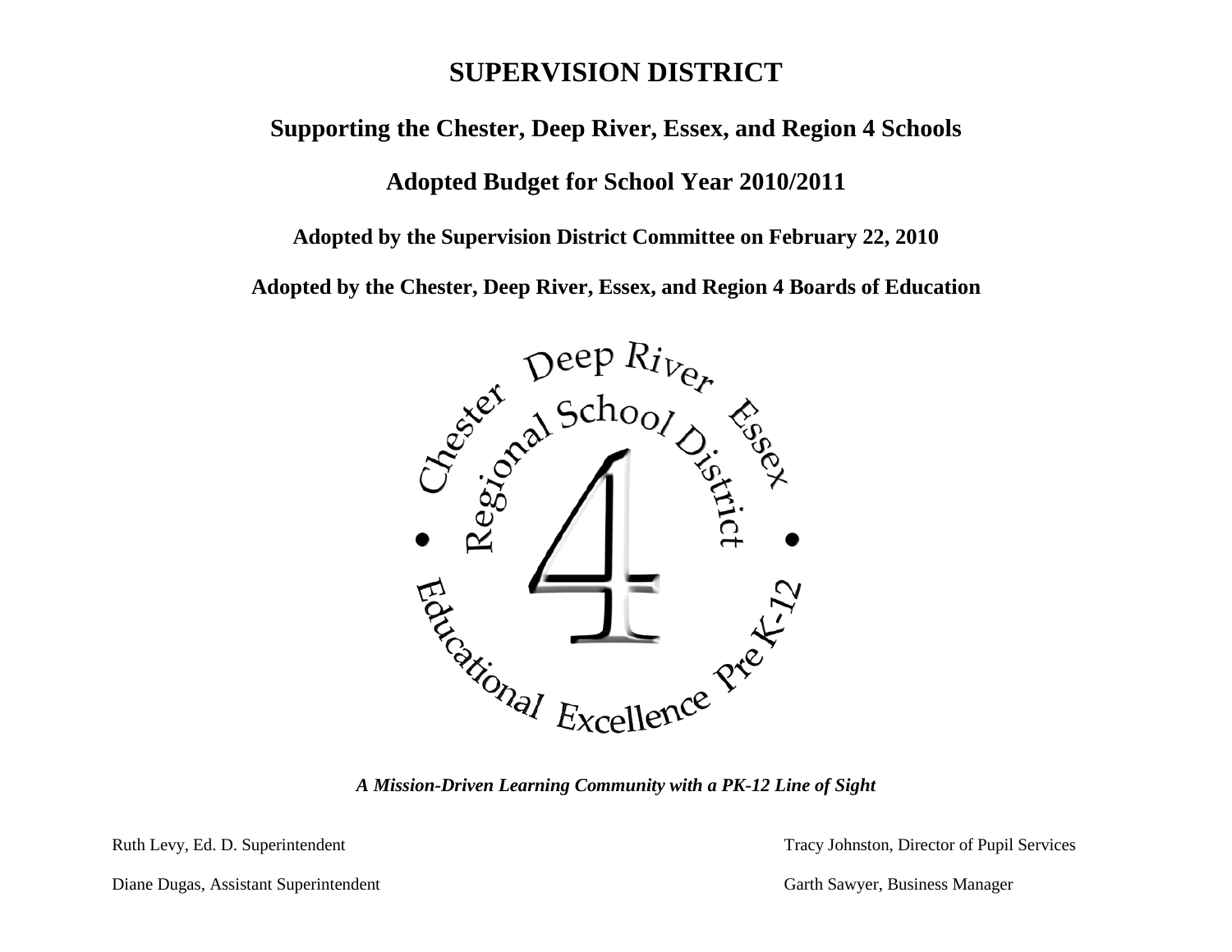# SUPERVISION DISTRICT

## Supporting the Chester, Deep River, Essex, and Region 4 Schools

## Adopted Budget for School Year 2010/2011

### Adopted by the Supervision District Committee on February 22, 2010

### Adopted by the Chester, Deep River, Essex, and Region 4 Boards of Education

Chester • Deep River • Essex

Regional School District 4

Educational Excellence PreK-12

***A Mission-Driven Learning Community with a PK-12 Line of Sight***

Ruth Levy, Ed. D. Superintendent

Diane Dugas, Assistant Superintendent

Tracy Johnston, Director of Pupil Services

Garth Sawyer, Business Manager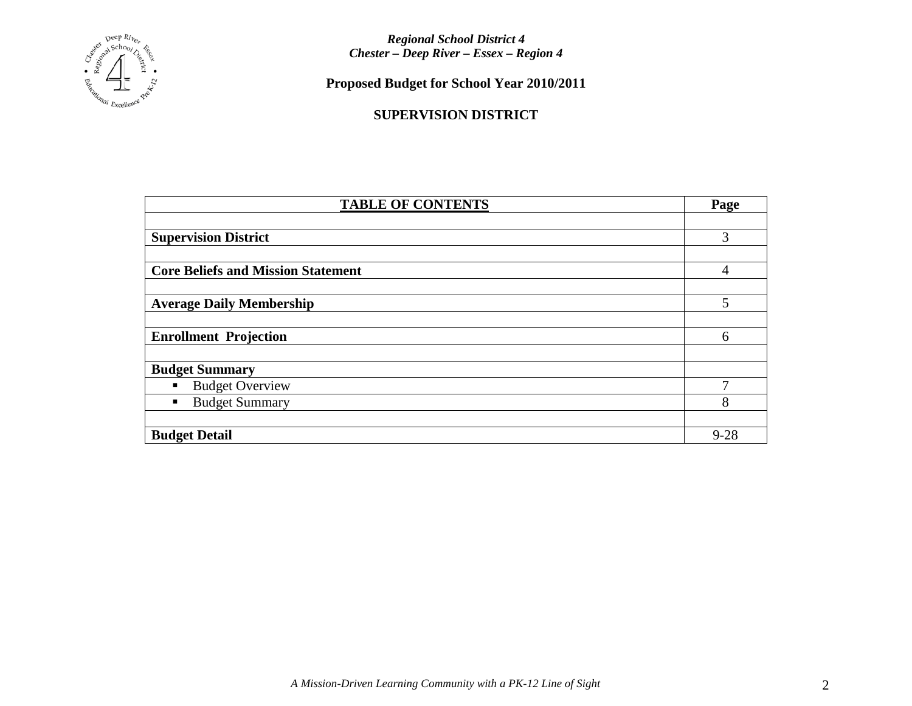*Regional School District 4*
*Chester – Deep River – Essex – Region 4*

**Proposed Budget for School Year 2010/2011**

**SUPERVISION DISTRICT**

| TABLE OF CONTENTS | Page |
|---|---|
| | |
| **Supervision District** | 3 |
| | |
| **Core Beliefs and Mission Statement** | 4 |
| | |
| **Average Daily Membership** | 5 |
| | |
| **Enrollment Projection** | 6 |
| | |
| **Budget Summary** | |
| ▪ Budget Overview | 7 |
| ▪ Budget Summary | 8 |
| | |
| **Budget Detail** | 9-28 |

*A Mission-Driven Learning Community with a PK-12 Line of Sight*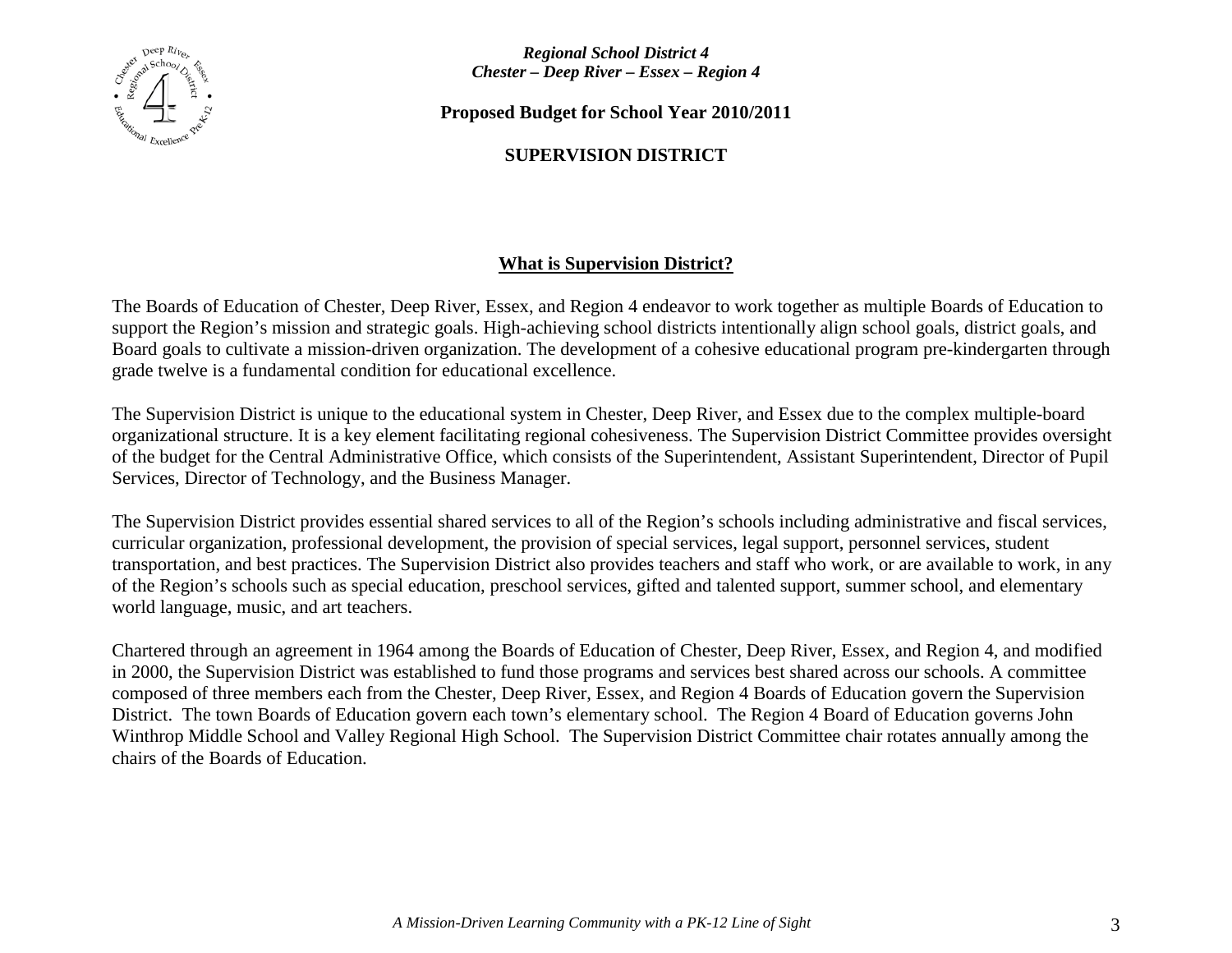*Regional School District 4*
*Chester – Deep River – Essex – Region 4*

**Proposed Budget for School Year 2010/2011**

**SUPERVISION DISTRICT**

## What is Supervision District?

The Boards of Education of Chester, Deep River, Essex, and Region 4 endeavor to work together as multiple Boards of Education to support the Region's mission and strategic goals. High-achieving school districts intentionally align school goals, district goals, and Board goals to cultivate a mission-driven organization. The development of a cohesive educational program pre-kindergarten through grade twelve is a fundamental condition for educational excellence.

The Supervision District is unique to the educational system in Chester, Deep River, and Essex due to the complex multiple-board organizational structure. It is a key element facilitating regional cohesiveness. The Supervision District Committee provides oversight of the budget for the Central Administrative Office, which consists of the Superintendent, Assistant Superintendent, Director of Pupil Services, Director of Technology, and the Business Manager.

The Supervision District provides essential shared services to all of the Region's schools including administrative and fiscal services, curricular organization, professional development, the provision of special services, legal support, personnel services, student transportation, and best practices. The Supervision District also provides teachers and staff who work, or are available to work, in any of the Region's schools such as special education, preschool services, gifted and talented support, summer school, and elementary world language, music, and art teachers.

Chartered through an agreement in 1964 among the Boards of Education of Chester, Deep River, Essex, and Region 4, and modified in 2000, the Supervision District was established to fund those programs and services best shared across our schools. A committee composed of three members each from the Chester, Deep River, Essex, and Region 4 Boards of Education govern the Supervision District. The town Boards of Education govern each town's elementary school. The Region 4 Board of Education governs John Winthrop Middle School and Valley Regional High School. The Supervision District Committee chair rotates annually among the chairs of the Boards of Education.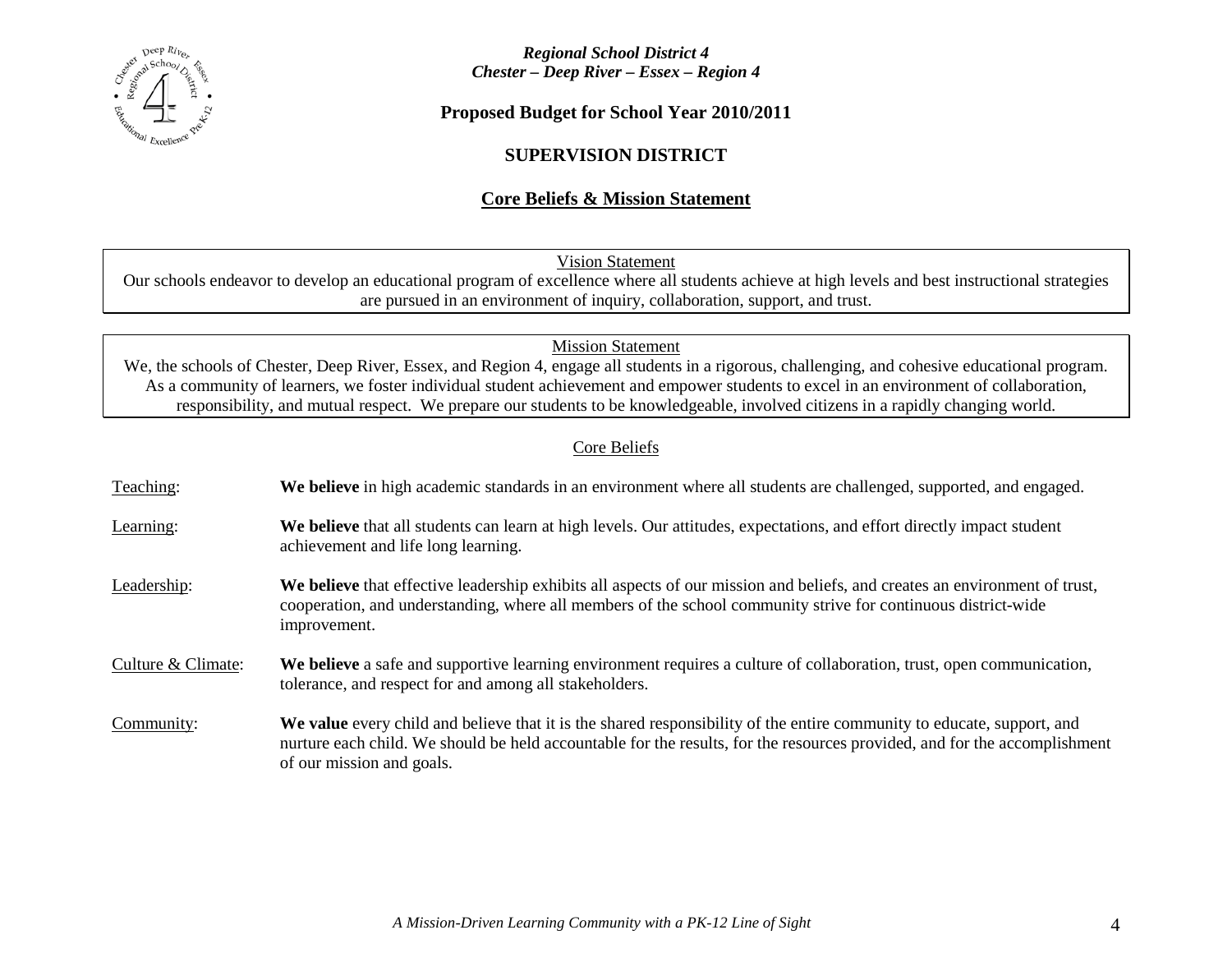*Regional School District 4*
*Chester – Deep River – Essex – Region 4*

**Proposed Budget for School Year 2010/2011**

## SUPERVISION DISTRICT

## Core Beliefs & Mission Statement

### Vision Statement

Our schools endeavor to develop an educational program of excellence where all students achieve at high levels and best instructional strategies are pursued in an environment of inquiry, collaboration, support, and trust.

### Mission Statement

We, the schools of Chester, Deep River, Essex, and Region 4, engage all students in a rigorous, challenging, and cohesive educational program. As a community of learners, we foster individual student achievement and empower students to excel in an environment of collaboration, responsibility, and mutual respect. We prepare our students to be knowledgeable, involved citizens in a rapidly changing world.

### Core Beliefs

Teaching: **We believe** in high academic standards in an environment where all students are challenged, supported, and engaged.

Learning: **We believe** that all students can learn at high levels. Our attitudes, expectations, and effort directly impact student achievement and life long learning.

Leadership: **We believe** that effective leadership exhibits all aspects of our mission and beliefs, and creates an environment of trust, cooperation, and understanding, where all members of the school community strive for continuous district-wide improvement.

Culture & Climate: **We believe** a safe and supportive learning environment requires a culture of collaboration, trust, open communication, tolerance, and respect for and among all stakeholders.

Community: **We value** every child and believe that it is the shared responsibility of the entire community to educate, support, and nurture each child. We should be held accountable for the results, for the resources provided, and for the accomplishment of our mission and goals.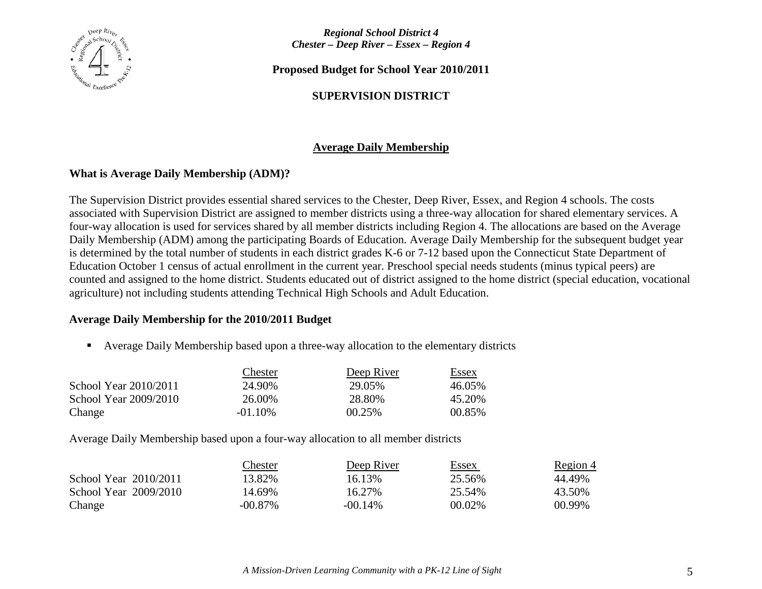*Regional School District 4*
*Chester – Deep River – Essex – Region 4*

**Proposed Budget for School Year 2010/2011**

**SUPERVISION DISTRICT**

## Average Daily Membership

### What is Average Daily Membership (ADM)?

The Supervision District provides essential shared services to the Chester, Deep River, Essex, and Region 4 schools. The costs associated with Supervision District are assigned to member districts using a three-way allocation for shared elementary services. A four-way allocation is used for services shared by all member districts including Region 4. The allocations are based on the Average Daily Membership (ADM) among the participating Boards of Education. Average Daily Membership for the subsequent budget year is determined by the total number of students in each district grades K-6 or 7-12 based upon the Connecticut State Department of Education October 1 census of actual enrollment in the current year. Preschool special needs students (minus typical peers) are counted and assigned to the home district. Students educated out of district assigned to the home district (special education, vocational agriculture) not including students attending Technical High Schools and Adult Education.

### Average Daily Membership for the 2010/2011 Budget

- Average Daily Membership based upon a three-way allocation to the elementary districts

| | Chester | Deep River | Essex |
|---|---|---|---|
| School Year 2010/2011 | 24.90% | 29.05% | 46.05% |
| School Year 2009/2010 | 26.00% | 28.80% | 45.20% |
| Change | -01.10% | 00.25% | 00.85% |

Average Daily Membership based upon a four-way allocation to all member districts

| | Chester | Deep River | Essex | Region 4 |
|---|---|---|---|---|
| School Year 2010/2011 | 13.82% | 16.13% | 25.56% | 44.49% |
| School Year 2009/2010 | 14.69% | 16.27% | 25.54% | 43.50% |
| Change | -00.87% | -00.14% | 00.02% | 00.99% |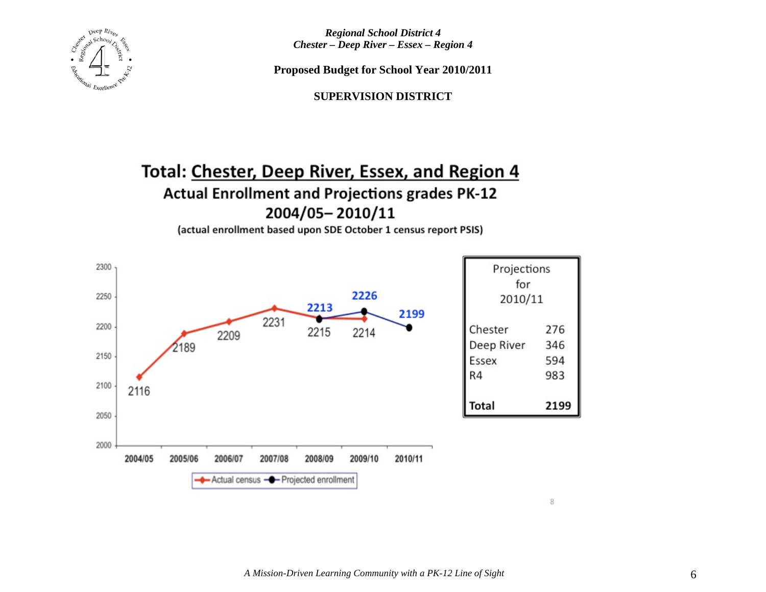*Regional School District 4*
*Chester – Deep River – Essex – Region 4*

**Proposed Budget for School Year 2010/2011**

**SUPERVISION DISTRICT**

## Total: Chester, Deep River, Essex, and Region 4

### Actual Enrollment and Projections grades PK-12
### 2004/05– 2010/11

**(actual enrollment based upon SDE October 1 census report PSIS)**

| Year | Actual census | Projected enrollment |
|---|---|---|
| 2004/05 | 2116 | |
| 2005/06 | 2189 | |
| 2006/07 | 2209 | |
| 2007/08 | 2231 | |
| 2008/09 | 2215 | 2213 |
| 2009/10 | 2214 | 2226 |
| 2010/11 | | 2199 |

| Projections for 2010/11 | |
|---|---|
| Chester | 276 |
| Deep River | 346 |
| Essex | 594 |
| R4 | 983 |
| **Total** | **2199** |

*A Mission-Driven Learning Community with a PK-12 Line of Sight*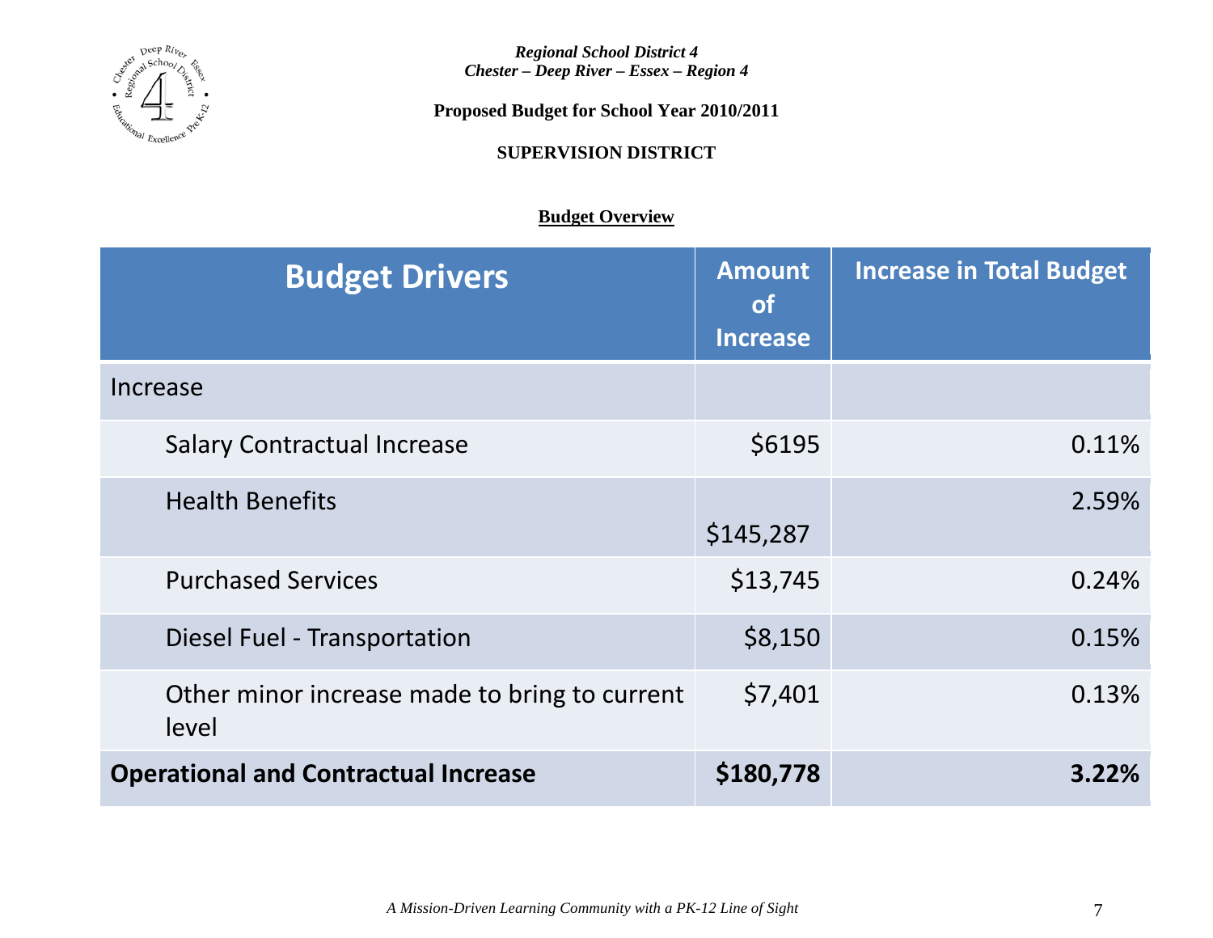*Regional School District 4*
*Chester – Deep River – Essex – Region 4*

**Proposed Budget for School Year 2010/2011**

**SUPERVISION DISTRICT**

**Budget Overview**

| Budget Drivers | Amount of Increase | Increase in Total Budget |
|---|---|---|
| Increase | | |
| Salary Contractual Increase | $6195 | 0.11% |
| Health Benefits | $145,287 | 2.59% |
| Purchased Services | $13,745 | 0.24% |
| Diesel Fuel - Transportation | $8,150 | 0.15% |
| Other minor increase made to bring to current level | $7,401 | 0.13% |
| **Operational and Contractual Increase** | **$180,778** | **3.22%** |

*A Mission-Driven Learning Community with a PK-12 Line of Sight*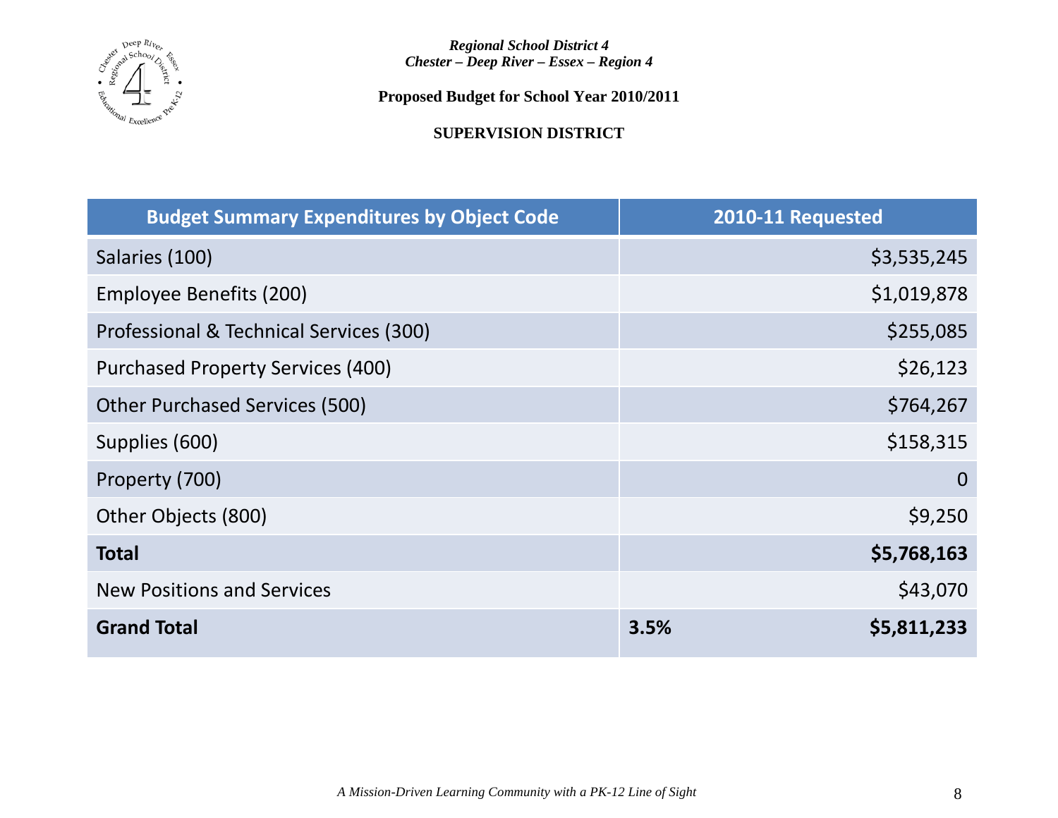*Regional School District 4*
*Chester – Deep River – Essex – Region 4*

**Proposed Budget for School Year 2010/2011**

**SUPERVISION DISTRICT**

| Budget Summary Expenditures by Object Code | | 2010-11 Requested |
|---|---|---|
| Salaries (100) | | $3,535,245 |
| Employee Benefits (200) | | $1,019,878 |
| Professional & Technical Services (300) | | $255,085 |
| Purchased Property Services (400) | | $26,123 |
| Other Purchased Services (500) | | $764,267 |
| Supplies (600) | | $158,315 |
| Property (700) | | 0 |
| Other Objects (800) | | $9,250 |
| **Total** | | **$5,768,163** |
| New Positions and Services | | $43,070 |
| **Grand Total** | **3.5%** | **$5,811,233** |

*A Mission-Driven Learning Community with a PK-12 Line of Sight*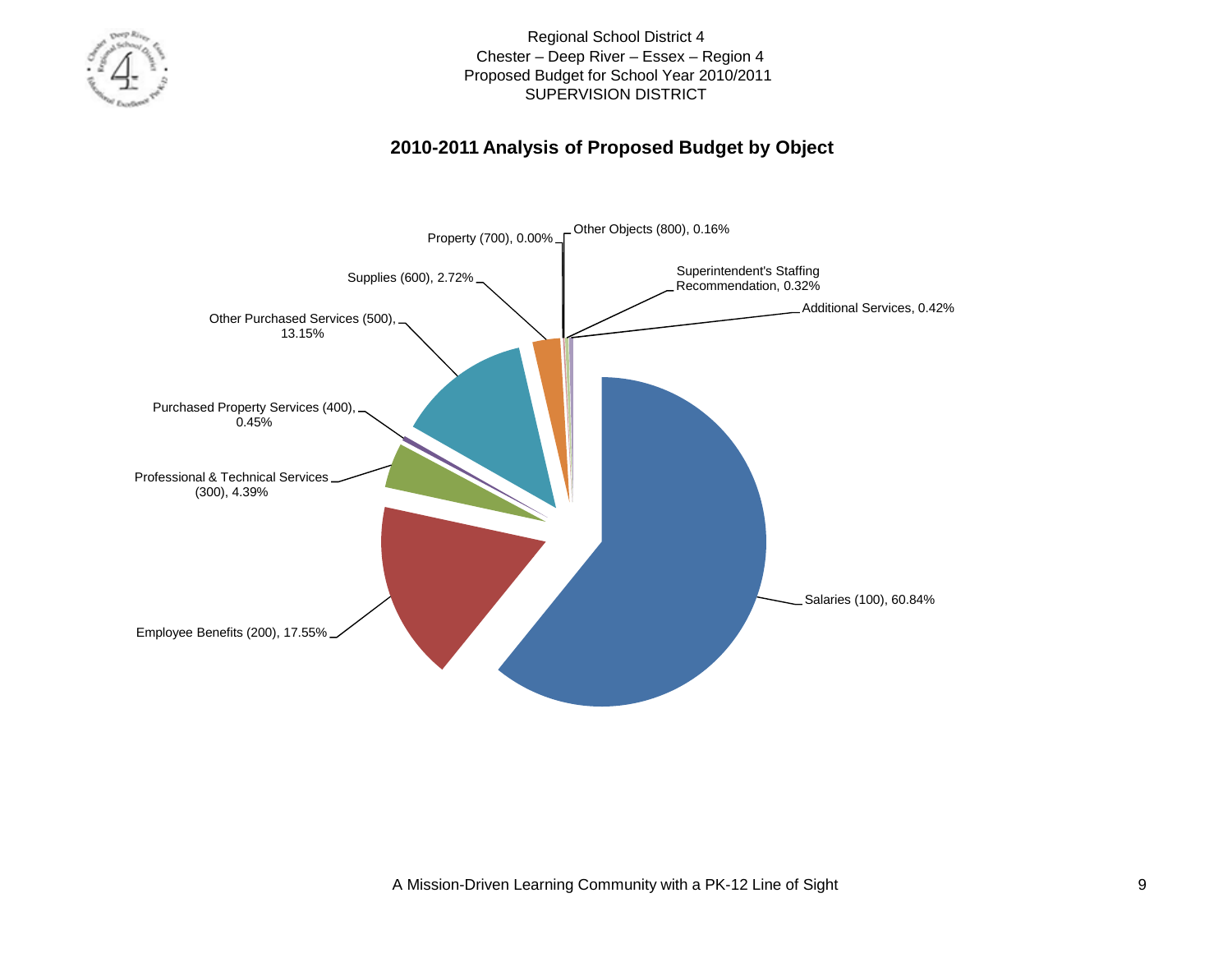Regional School District 4
Chester – Deep River – Essex – Region 4
Proposed Budget for School Year 2010/2011
SUPERVISION DISTRICT

## 2010-2011 Analysis of Proposed Budget by Object

| Object | Percentage |
| --- | --- |
| Salaries (100) | 60.84% |
| Employee Benefits (200) | 17.55% |
| Professional & Technical Services (300) | 4.39% |
| Purchased Property Services (400) | 0.45% |
| Other Purchased Services (500) | 13.15% |
| Supplies (600) | 2.72% |
| Property (700) | 0.00% |
| Other Objects (800) | 0.16% |
| Superintendent's Staffing Recommendation | 0.32% |
| Additional Services | 0.42% |

A Mission-Driven Learning Community with a PK-12 Line of Sight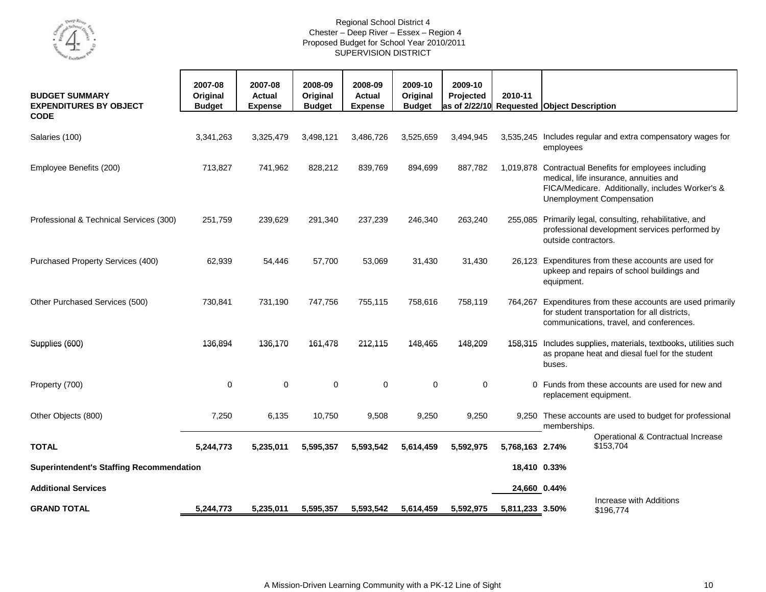Regional School District 4
Chester – Deep River – Essex – Region 4
Proposed Budget for School Year 2010/2011
SUPERVISION DISTRICT

| BUDGET SUMMARY EXPENDITURES BY OBJECT CODE | 2007-08 Original Budget | 2007-08 Actual Expense | 2008-09 Original Budget | 2008-09 Actual Expense | 2009-10 Original Budget | 2009-10 Projected as of 2/22/10 | 2010-11 Requested | | Object Description |
|---|---|---|---|---|---|---|---|---|---|
| Salaries (100) | 3,341,263 | 3,325,479 | 3,498,121 | 3,486,726 | 3,525,659 | 3,494,945 | 3,535,245 | | Includes regular and extra compensatory wages for employees |
| Employee Benefits (200) | 713,827 | 741,962 | 828,212 | 839,769 | 894,699 | 887,782 | 1,019,878 | | Contractual Benefits for employees including medical, life insurance, annuities and FICA/Medicare. Additionally, includes Worker's & Unemployment Compensation |
| Professional & Technical Services (300) | 251,759 | 239,629 | 291,340 | 237,239 | 246,340 | 263,240 | 255,085 | | Primarily legal, consulting, rehabilitative, and professional development services performed by outside contractors. |
| Purchased Property Services (400) | 62,939 | 54,446 | 57,700 | 53,069 | 31,430 | 31,430 | 26,123 | | Expenditures from these accounts are used for upkeep and repairs of school buildings and equipment. |
| Other Purchased Services (500) | 730,841 | 731,190 | 747,756 | 755,115 | 758,616 | 758,119 | 764,267 | | Expenditures from these accounts are used primarily for student transportation for all districts, communications, travel, and conferences. |
| Supplies (600) | 136,894 | 136,170 | 161,478 | 212,115 | 148,465 | 148,209 | 158,315 | | Includes supplies, materials, textbooks, utilities such as propane heat and diesal fuel for the student buses. |
| Property (700) | 0 | 0 | 0 | 0 | 0 | 0 | 0 | | Funds from these accounts are used for new and replacement equipment. |
| Other Objects (800) | 7,250 | 6,135 | 10,750 | 9,508 | 9,250 | 9,250 | 9,250 | | These accounts are used to budget for professional memberships. |
| **TOTAL** | **5,244,773** | **5,235,011** | **5,595,357** | **5,593,542** | **5,614,459** | **5,592,975** | **5,768,163** | **2.74%** | Operational & Contractual Increase $153,704 |
| **Superintendent's Staffing Recommendation** | | | | | | | **18,410** | **0.33%** | |
| **Additional Services** | | | | | | | **24,660** | **0.44%** | |
| **GRAND TOTAL** | **5,244,773** | **5,235,011** | **5,595,357** | **5,593,542** | **5,614,459** | **5,592,975** | **5,811,233** | **3.50%** | Increase with Additions $196,774 |

A Mission-Driven Learning Community with a PK-12 Line of Sight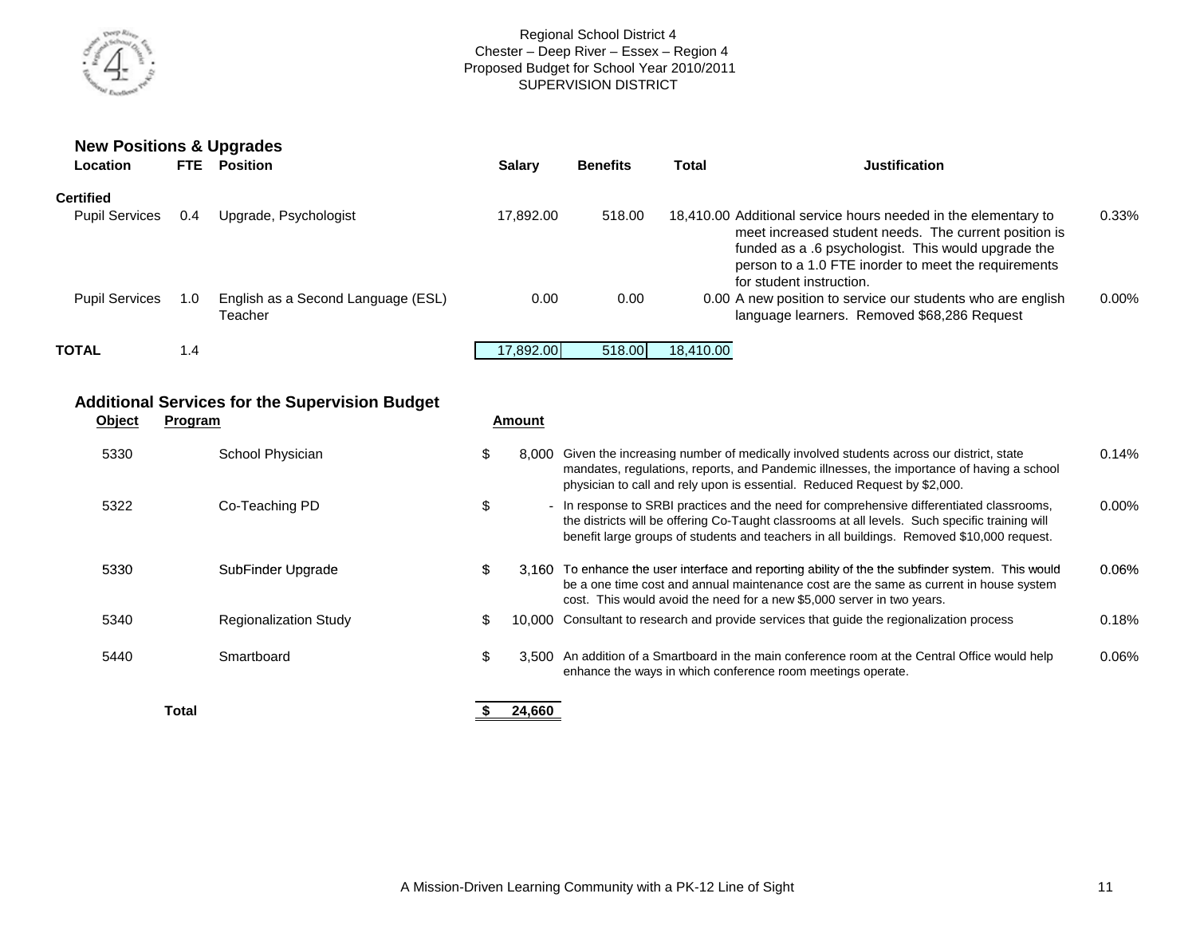Regional School District 4
Chester – Deep River – Essex – Region 4
Proposed Budget for School Year 2010/2011
SUPERVISION DISTRICT

## New Positions & Upgrades

| Location | FTE | Position | Salary | Benefits | Total | Justification | |
|---|---|---|---|---|---|---|---|
| **Certified** | | | | | | | |
| Pupil Services | 0.4 | Upgrade, Psychologist | 17,892.00 | 518.00 | 18,410.00 | Additional service hours needed in the elementary to meet increased student needs. The current position is funded as a .6 psychologist. This would upgrade the person to a 1.0 FTE inorder to meet the requirements for student instruction. | 0.33% |
| Pupil Services | 1.0 | English as a Second Language (ESL) Teacher | 0.00 | 0.00 | 0.00 | A new position to service our students who are english language learners. Removed $68,286 Request | 0.00% |
| **TOTAL** | 1.4 | | 17,892.00 | 518.00 | 18,410.00 | | |

## Additional Services for the Supervision Budget

| Object | Program | Amount | Justification | |
|---|---|---|---|---|
| 5330 | School Physician | $ 8,000 | Given the increasing number of medically involved students across our district, state mandates, regulations, reports, and Pandemic illnesses, the importance of having a school physician to call and rely upon is essential. Reduced Request by $2,000. | 0.14% |
| 5322 | Co-Teaching PD | $ - | In response to SRBI practices and the need for comprehensive differentiated classrooms, the districts will be offering Co-Taught classrooms at all levels. Such specific training will benefit large groups of students and teachers in all buildings. Removed $10,000 request. | 0.00% |
| 5330 | SubFinder Upgrade | $ 3,160 | To enhance the user interface and reporting ability of the the subfinder system. This would be a one time cost and annual maintenance cost are the same as current in house system cost. This would avoid the need for a new $5,000 server in two years. | 0.06% |
| 5340 | Regionalization Study | $ 10,000 | Consultant to research and provide services that guide the regionalization process | 0.18% |
| 5440 | Smartboard | $ 3,500 | An addition of a Smartboard in the main conference room at the Central Office would help enhance the ways in which conference room meetings operate. | 0.06% |
| **Total** | | **$ 24,660** | | |

A Mission-Driven Learning Community with a PK-12 Line of Sight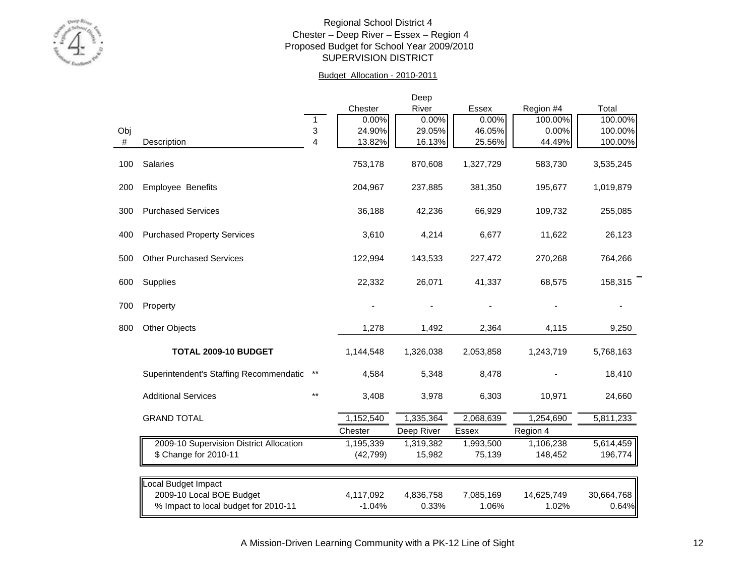Regional School District 4
Chester – Deep River – Essex – Region 4
Proposed Budget for School Year 2009/2010
SUPERVISION DISTRICT

Budget Allocation - 2010-2011

| Obj # | Description | | Chester | Deep River | Essex | Region #4 | Total |
|---|---|---|---|---|---|---|---|
| | | 1 | 0.00% | 0.00% | 0.00% | 100.00% | 100.00% |
| | | 3 | 24.90% | 29.05% | 46.05% | 0.00% | 100.00% |
| | | 4 | 13.82% | 16.13% | 25.56% | 44.49% | 100.00% |
| 100 | Salaries | | 753,178 | 870,608 | 1,327,729 | 583,730 | 3,535,245 |
| 200 | Employee Benefits | | 204,967 | 237,885 | 381,350 | 195,677 | 1,019,879 |
| 300 | Purchased Services | | 36,188 | 42,236 | 66,929 | 109,732 | 255,085 |
| 400 | Purchased Property Services | | 3,610 | 4,214 | 6,677 | 11,622 | 26,123 |
| 500 | Other Purchased Services | | 122,994 | 143,533 | 227,472 | 270,268 | 764,266 |
| 600 | Supplies | | 22,332 | 26,071 | 41,337 | 68,575 | 158,315 |
| 700 | Property | | - | - | - | - | - |
| 800 | Other Objects | | 1,278 | 1,492 | 2,364 | 4,115 | 9,250 |
| | **TOTAL 2009-10 BUDGET** | | 1,144,548 | 1,326,038 | 2,053,858 | 1,243,719 | 5,768,163 |
| | Superintendent's Staffing Recommendatic | ** | 4,584 | 5,348 | 8,478 | - | 18,410 |
| | Additional Services | ** | 3,408 | 3,978 | 6,303 | 10,971 | 24,660 |
| | GRAND TOTAL | | 1,152,540 | 1,335,364 | 2,068,639 | 1,254,690 | 5,811,233 |

| | Chester | Deep River | Essex | Region 4 | |
|---|---|---|---|---|---|
| 2009-10 Supervision District Allocation | 1,195,339 | 1,319,382 | 1,993,500 | 1,106,238 | 5,614,459 |
| $ Change for 2010-11 | (42,799) | 15,982 | 75,139 | 148,452 | 196,774 |

| Local Budget Impact | | | | | |
|---|---|---|---|---|---|
| 2009-10 Local BOE Budget | 4,117,092 | 4,836,758 | 7,085,169 | 14,625,749 | 30,664,768 |
| % Impact to local budget for 2010-11 | -1.04% | 0.33% | 1.06% | 1.02% | 0.64% |

A Mission-Driven Learning Community with a PK-12 Line of Sight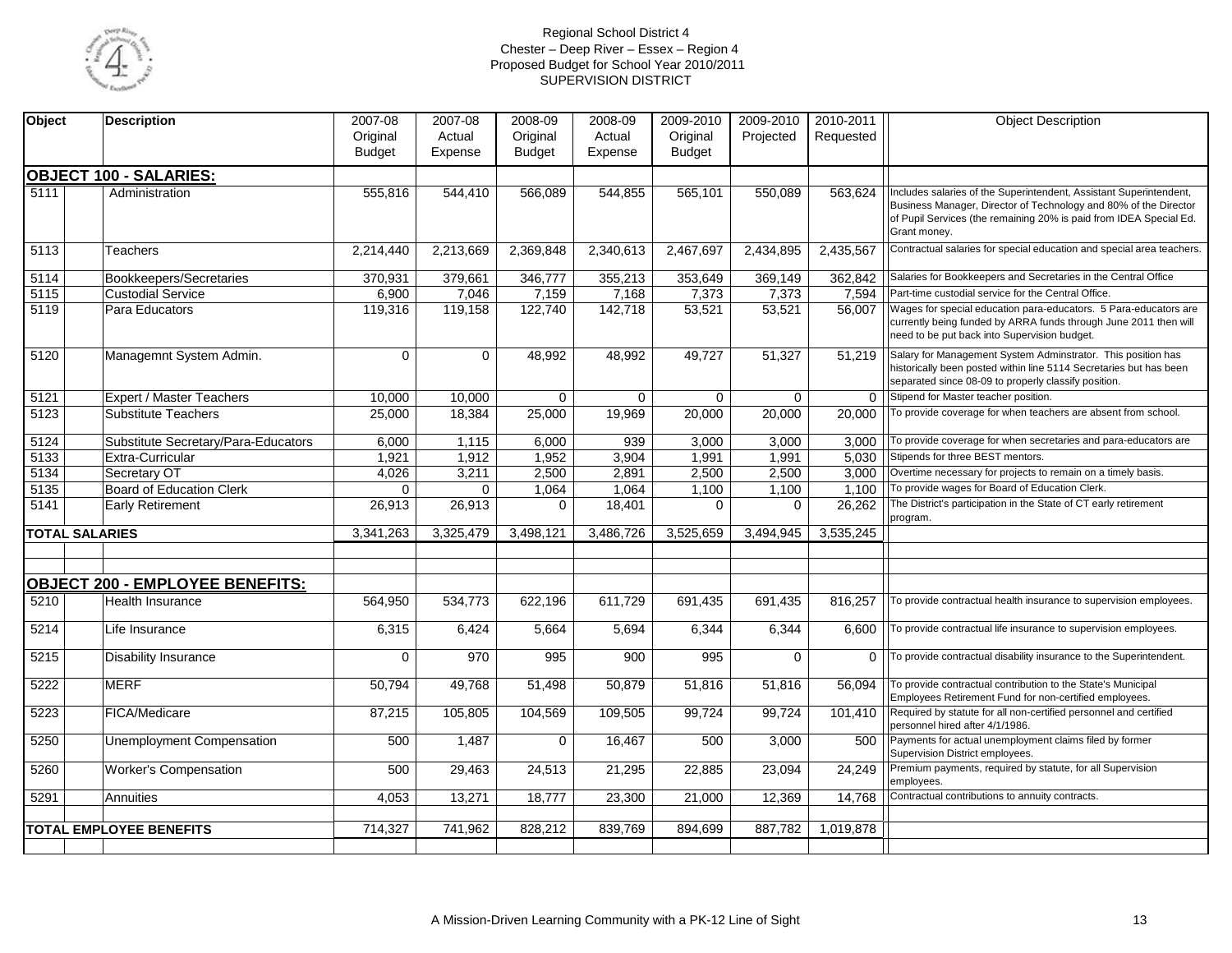Regional School District 4
Chester – Deep River – Essex – Region 4
Proposed Budget for School Year 2010/2011
SUPERVISION DISTRICT

| Object | Description | 2007-08 Original Budget | 2007-08 Actual Expense | 2008-09 Original Budget | 2008-09 Actual Expense | 2009-2010 Original Budget | 2009-2010 Projected | 2010-2011 Requested | Object Description |
|---|---|---|---|---|---|---|---|---|---|
| **OBJECT 100 - SALARIES:** | | | | | | | | | |
| 5111 | Administration | 555,816 | 544,410 | 566,089 | 544,855 | 565,101 | 550,089 | 563,624 | Includes salaries of the Superintendent, Assistant Superintendent, Business Manager, Director of Technology and 80% of the Director of Pupil Services (the remaining 20% is paid from IDEA Special Ed. Grant money. |
| 5113 | Teachers | 2,214,440 | 2,213,669 | 2,369,848 | 2,340,613 | 2,467,697 | 2,434,895 | 2,435,567 | Contractual salaries for special education and special area teachers. |
| 5114 | Bookkeepers/Secretaries | 370,931 | 379,661 | 346,777 | 355,213 | 353,649 | 369,149 | 362,842 | Salaries for Bookkeepers and Secretaries in the Central Office |
| 5115 | Custodial Service | 6,900 | 7,046 | 7,159 | 7,168 | 7,373 | 7,373 | 7,594 | Part-time custodial service for the Central Office. |
| 5119 | Para Educators | 119,316 | 119,158 | 122,740 | 142,718 | 53,521 | 53,521 | 56,007 | Wages for special education para-educators. 5 Para-educators are currently being funded by ARRA funds through June 2011 then will need to be put back into Supervision budget. |
| 5120 | Managemnt System Admin. | 0 | 0 | 48,992 | 48,992 | 49,727 | 51,327 | 51,219 | Salary for Management System Adminstrator. This position has historically been posted within line 5114 Secretaries but has been separated since 08-09 to properly classify position. |
| 5121 | Expert / Master Teachers | 10,000 | 10,000 | 0 | 0 | 0 | 0 | 0 | Stipend for Master teacher position. |
| 5123 | Substitute Teachers | 25,000 | 18,384 | 25,000 | 19,969 | 20,000 | 20,000 | 20,000 | To provide coverage for when teachers are absent from school. |
| 5124 | Substitute Secretary/Para-Educators | 6,000 | 1,115 | 6,000 | 939 | 3,000 | 3,000 | 3,000 | To provide coverage for when secretaries and para-educators are |
| 5133 | Extra-Curricular | 1,921 | 1,912 | 1,952 | 3,904 | 1,991 | 1,991 | 5,030 | Stipends for three BEST mentors. |
| 5134 | Secretary OT | 4,026 | 3,211 | 2,500 | 2,891 | 2,500 | 2,500 | 3,000 | Overtime necessary for projects to remain on a timely basis. |
| 5135 | Board of Education Clerk | 0 | 0 | 1,064 | 1,064 | 1,100 | 1,100 | 1,100 | To provide wages for Board of Education Clerk. |
| 5141 | Early Retirement | 26,913 | 26,913 | 0 | 18,401 | 0 | 0 | 26,262 | The District's participation in the State of CT early retirement program. |
| **TOTAL SALARIES** | | 3,341,263 | 3,325,479 | 3,498,121 | 3,486,726 | 3,525,659 | 3,494,945 | 3,535,245 | |
| | | | | | | | | | |
| **OBJECT 200 - EMPLOYEE BENEFITS:** | | | | | | | | | |
| 5210 | Health Insurance | 564,950 | 534,773 | 622,196 | 611,729 | 691,435 | 691,435 | 816,257 | To provide contractual health insurance to supervision employees. |
| 5214 | Life Insurance | 6,315 | 6,424 | 5,664 | 5,694 | 6,344 | 6,344 | 6,600 | To provide contractual life insurance to supervision employees. |
| 5215 | Disability Insurance | 0 | 970 | 995 | 900 | 995 | 0 | 0 | To provide contractual disability insurance to the Superintendent. |
| 5222 | MERF | 50,794 | 49,768 | 51,498 | 50,879 | 51,816 | 51,816 | 56,094 | To provide contractual contribution to the State's Municipal Employees Retirement Fund for non-certified employees. |
| 5223 | FICA/Medicare | 87,215 | 105,805 | 104,569 | 109,505 | 99,724 | 99,724 | 101,410 | Required by statute for all non-certified personnel and certified personnel hired after 4/1/1986. |
| 5250 | Unemployment Compensation | 500 | 1,487 | 0 | 16,467 | 500 | 3,000 | 500 | Payments for actual unemployment claims filed by former Supervision District employees. |
| 5260 | Worker's Compensation | 500 | 29,463 | 24,513 | 21,295 | 22,885 | 23,094 | 24,249 | Premium payments, required by statute, for all Supervision employees. |
| 5291 | Annuities | 4,053 | 13,271 | 18,777 | 23,300 | 21,000 | 12,369 | 14,768 | Contractual contributions to annuity contracts. |
| **TOTAL EMPLOYEE BENEFITS** | | 714,327 | 741,962 | 828,212 | 839,769 | 894,699 | 887,782 | 1,019,878 | |

A Mission-Driven Learning Community with a PK-12 Line of Sight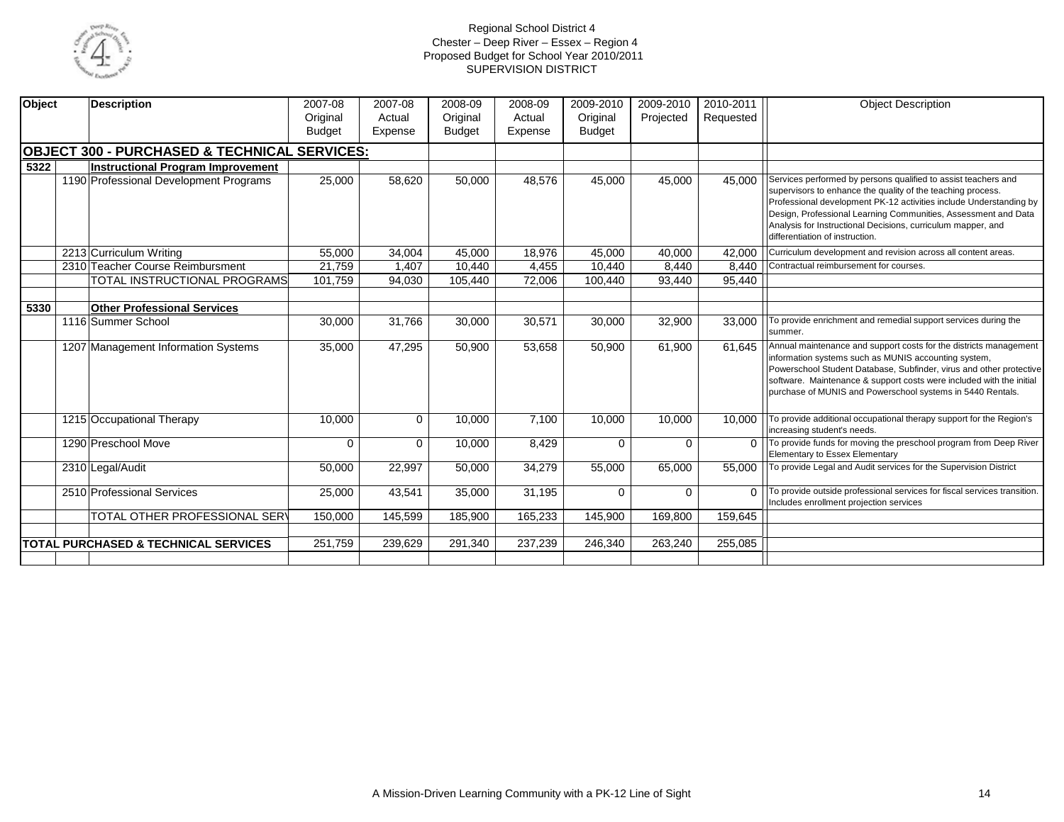Regional School District 4
Chester – Deep River – Essex – Region 4
Proposed Budget for School Year 2010/2011
SUPERVISION DISTRICT

| Object | | Description | 2007-08 Original Budget | 2007-08 Actual Expense | 2008-09 Original Budget | 2008-09 Actual Expense | 2009-2010 Original Budget | 2009-2010 Projected | 2010-2011 Requested | Object Description |
|---|---|---|---|---|---|---|---|---|---|---|
| **OBJECT 300 - PURCHASED & TECHNICAL SERVICES:** | | | | | | | | | | |
| 5322 | | **Instructional Program Improvement** | | | | | | | | |
| | 1190 | Professional Development Programs | 25,000 | 58,620 | 50,000 | 48,576 | 45,000 | 45,000 | 45,000 | Services performed by persons qualified to assist teachers and supervisors to enhance the quality of the teaching process. Professional development PK-12 activities include Understanding by Design, Professional Learning Communities, Assessment and Data Analysis for Instructional Decisions, curriculum mapper, and differentiation of instruction. |
| | 2213 | Curriculum Writing | 55,000 | 34,004 | 45,000 | 18,976 | 45,000 | 40,000 | 42,000 | Curriculum development and revision across all content areas. |
| | 2310 | Teacher Course Reimbursment | 21,759 | 1,407 | 10,440 | 4,455 | 10,440 | 8,440 | 8,440 | Contractual reimbursement for courses. |
| | | TOTAL INSTRUCTIONAL PROGRAMS | 101,759 | 94,030 | 105,440 | 72,006 | 100,440 | 93,440 | 95,440 | |
| | | | | | | | | | | |
| 5330 | | **Other Professional Services** | | | | | | | | |
| | 1116 | Summer School | 30,000 | 31,766 | 30,000 | 30,571 | 30,000 | 32,900 | 33,000 | To provide enrichment and remedial support services during the summer. |
| | 1207 | Management Information Systems | 35,000 | 47,295 | 50,900 | 53,658 | 50,900 | 61,900 | 61,645 | Annual maintenance and support costs for the districts management information systems such as MUNIS accounting system, Powerschool Student Database, Subfinder, virus and other protective software. Maintenance & support costs were included with the initial purchase of MUNIS and Powerschool systems in 5440 Rentals. |
| | 1215 | Occupational Therapy | 10,000 | 0 | 10,000 | 7,100 | 10,000 | 10,000 | 10,000 | To provide additional occupational therapy support for the Region's increasing student's needs. |
| | 1290 | Preschool Move | 0 | 0 | 10,000 | 8,429 | 0 | 0 | 0 | To provide funds for moving the preschool program from Deep River Elementary to Essex Elementary |
| | 2310 | Legal/Audit | 50,000 | 22,997 | 50,000 | 34,279 | 55,000 | 65,000 | 55,000 | To provide Legal and Audit services for the Supervision District |
| | 2510 | Professional Services | 25,000 | 43,541 | 35,000 | 31,195 | 0 | 0 | 0 | To provide outside professional services for fiscal services transition. Includes enrollment projection services |
| | | TOTAL OTHER PROFESSIONAL SERV | 150,000 | 145,599 | 185,900 | 165,233 | 145,900 | 169,800 | 159,645 | |
| | | | | | | | | | | |
| **TOTAL PURCHASED & TECHNICAL SERVICES** | | | 251,759 | 239,629 | 291,340 | 237,239 | 246,340 | 263,240 | 255,085 | |

A Mission-Driven Learning Community with a PK-12 Line of Sight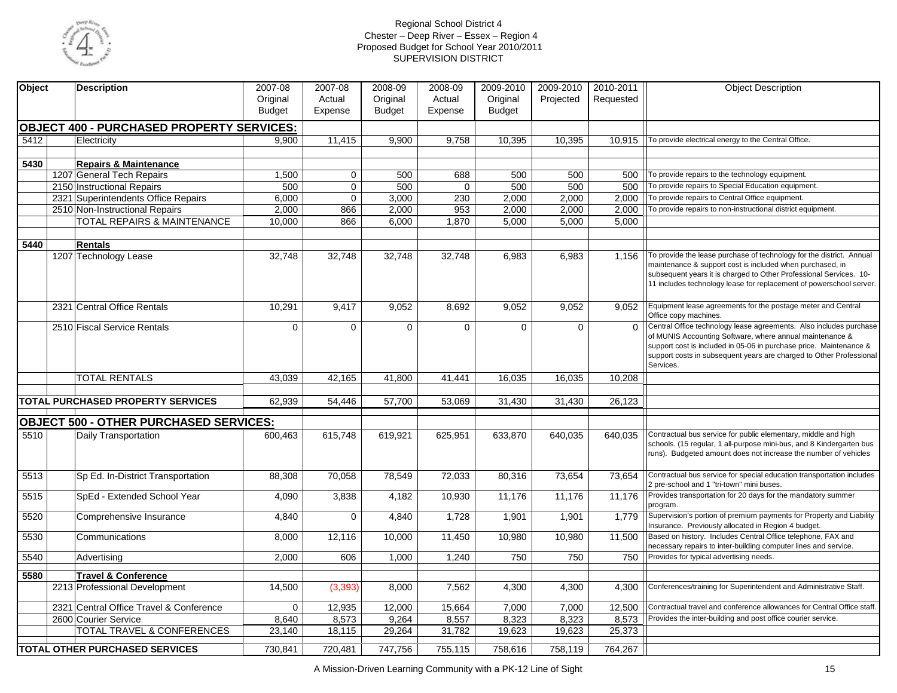Regional School District 4
Chester – Deep River – Essex – Region 4
Proposed Budget for School Year 2010/2011
SUPERVISION DISTRICT

| Object | | Description | 2007-08 Original Budget | 2007-08 Actual Expense | 2008-09 Original Budget | 2008-09 Actual Expense | 2009-2010 Original Budget | 2009-2010 Projected | 2010-2011 Requested | Object Description |
|---|---|---|---|---|---|---|---|---|---|---|
| **OBJECT 400 - PURCHASED PROPERTY SERVICES:** | | | | | | | | | | |
| 5412 | | Electricity | 9,900 | 11,415 | 9,900 | 9,758 | 10,395 | 10,395 | 10,915 | To provide electrical energy to the Central Office. |
| **5430** | | **Repairs & Maintenance** | | | | | | | | |
| | 1207 | General Tech Repairs | 1,500 | 0 | 500 | 688 | 500 | 500 | 500 | To provide repairs to the technology equipment. |
| | 2150 | Instructional Repairs | 500 | 0 | 500 | 0 | 500 | 500 | 500 | To provide repairs to Special Education equipment. |
| | 2321 | Superintendents Office Repairs | 6,000 | 0 | 3,000 | 230 | 2,000 | 2,000 | 2,000 | To provide repairs to Central Office equipment. |
| | 2510 | Non-Instructional Repairs | 2,000 | 866 | 2,000 | 953 | 2,000 | 2,000 | 2,000 | To provide repairs to non-instructional district equipment. |
| | | TOTAL REPAIRS & MAINTENANCE | 10,000 | 866 | 6,000 | 1,870 | 5,000 | 5,000 | 5,000 | |
| **5440** | | **Rentals** | | | | | | | | |
| | 1207 | Technology Lease | 32,748 | 32,748 | 32,748 | 32,748 | 6,983 | 6,983 | 1,156 | To provide the lease purchase of technology for the district. Annual maintenance & support cost is included when purchased, in subsequent years it is charged to Other Professional Services. 10-11 includes technology lease for replacement of powerschool server. |
| | 2321 | Central Office Rentals | 10,291 | 9,417 | 9,052 | 8,692 | 9,052 | 9,052 | 9,052 | Equipment lease agreements for the postage meter and Central Office copy machines. |
| | 2510 | Fiscal Service Rentals | 0 | 0 | 0 | 0 | 0 | 0 | 0 | Central Office technology lease agreements. Also includes purchase of MUNIS Accounting Software, where annual maintenance & support cost is included in 05-06 in purchase price. Maintenance & support costs in subsequent years are charged to Other Professional Services. |
| | | TOTAL RENTALS | 43,039 | 42,165 | 41,800 | 41,441 | 16,035 | 16,035 | 10,208 | |
| **TOTAL PURCHASED PROPERTY SERVICES** | | | 62,939 | 54,446 | 57,700 | 53,069 | 31,430 | 31,430 | 26,123 | |
| **OBJECT 500 - OTHER PURCHASED SERVICES:** | | | | | | | | | | |
| 5510 | | Daily Transportation | 600,463 | 615,748 | 619,921 | 625,951 | 633,870 | 640,035 | 640,035 | Contractual bus service for public elementary, middle and high schools. (15 regular, 1 all-purpose mini-bus, and 8 Kindergarten bus runs). Budgeted amount does not increase the number of vehicles |
| 5513 | | Sp Ed. In-District Transportation | 88,308 | 70,058 | 78,549 | 72,033 | 80,316 | 73,654 | 73,654 | Contractual bus service for special education transportation includes 2 pre-school and 1 "tri-town" mini buses. |
| 5515 | | SpEd - Extended School Year | 4,090 | 3,838 | 4,182 | 10,930 | 11,176 | 11,176 | 11,176 | Provides transportation for 20 days for the mandatory summer program. |
| 5520 | | Comprehensive Insurance | 4,840 | 0 | 4,840 | 1,728 | 1,901 | 1,901 | 1,779 | Supervision's portion of premium payments for Property and Liability Insurance. Previously allocated in Region 4 budget. |
| 5530 | | Communications | 8,000 | 12,116 | 10,000 | 11,450 | 10,980 | 10,980 | 11,500 | Based on history. Includes Central Office telephone, FAX and necessary repairs to inter-building computer lines and service. |
| 5540 | | Advertising | 2,000 | 606 | 1,000 | 1,240 | 750 | 750 | 750 | Provides for typical advertising needs. |
| **5580** | | **Travel & Conference** | | | | | | | | |
| | 2213 | Professional Development | 14,500 | (3,393) | 8,000 | 7,562 | 4,300 | 4,300 | 4,300 | Conferences/training for Superintendent and Administrative Staff. |
| | 2321 | Central Office Travel & Conference | 0 | 12,935 | 12,000 | 15,664 | 7,000 | 7,000 | 12,500 | Contractual travel and conference allowances for Central Office staff. |
| | 2600 | Courier Service | 8,640 | 8,573 | 9,264 | 8,557 | 8,323 | 8,323 | 8,573 | Provides the inter-building and post office courier service. |
| | | TOTAL TRAVEL & CONFERENCES | 23,140 | 18,115 | 29,264 | 31,782 | 19,623 | 19,623 | 25,373 | |
| **TOTAL OTHER PURCHASED SERVICES** | | | 730,841 | 720,481 | 747,756 | 755,115 | 758,616 | 758,119 | 764,267 | |

A Mission-Driven Learning Community with a PK-12 Line of Sight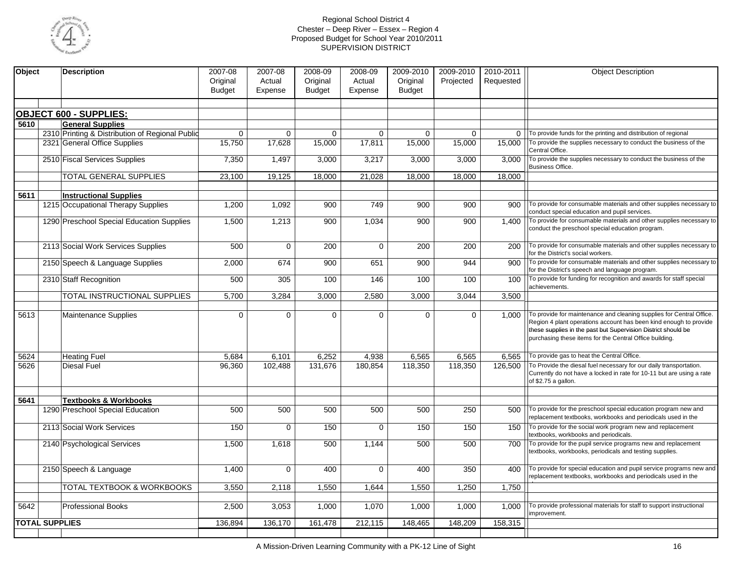Regional School District 4
Chester – Deep River – Essex – Region 4
Proposed Budget for School Year 2010/2011
SUPERVISION DISTRICT

| Object | | Description | 2007-08 Original Budget | 2007-08 Actual Expense | 2008-09 Original Budget | 2008-09 Actual Expense | 2009-2010 Original Budget | 2009-2010 Projected | 2010-2011 Requested | Object Description |
|---|---|---|---|---|---|---|---|---|---|---|
| **OBJECT 600 - SUPPLIES:** | | | | | | | | | | |
| **5610** | | **General Supplies** | | | | | | | | |
| | 2310 | Printing & Distribution of Regional Public | 0 | 0 | 0 | 0 | 0 | 0 | 0 | To provide funds for the printing and distribution of regional |
| | 2321 | General Office Supplies | 15,750 | 17,628 | 15,000 | 17,811 | 15,000 | 15,000 | 15,000 | To provide the supplies necessary to conduct the business of the Central Office. |
| | 2510 | Fiscal Services Supplies | 7,350 | 1,497 | 3,000 | 3,217 | 3,000 | 3,000 | 3,000 | To provide the supplies necessary to conduct the business of the Business Office. |
| | | TOTAL GENERAL SUPPLIES | 23,100 | 19,125 | 18,000 | 21,028 | 18,000 | 18,000 | 18,000 | |
| **5611** | | **Instructional Supplies** | | | | | | | | |
| | 1215 | Occupational Therapy Supplies | 1,200 | 1,092 | 900 | 749 | 900 | 900 | 900 | To provide for consumable materials and other supplies necessary to conduct special education and pupil services. |
| | 1290 | Preschool Special Education Supplies | 1,500 | 1,213 | 900 | 1,034 | 900 | 900 | 1,400 | To provide for consumable materials and other supplies necessary to conduct the preschool special education program. |
| | 2113 | Social Work Services Supplies | 500 | 0 | 200 | 0 | 200 | 200 | 200 | To provide for consumable materials and other supplies necessary to for the District's social workers. |
| | 2150 | Speech & Language Supplies | 2,000 | 674 | 900 | 651 | 900 | 944 | 900 | To provide for consumable materials and other supplies necessary to for the District's speech and language program. |
| | 2310 | Staff Recognition | 500 | 305 | 100 | 146 | 100 | 100 | 100 | To provide for funding for recognition and awards for staff special achievements. |
| | | TOTAL INSTRUCTIONAL SUPPLIES | 5,700 | 3,284 | 3,000 | 2,580 | 3,000 | 3,044 | 3,500 | |
| 5613 | | Maintenance Supplies | 0 | 0 | 0 | 0 | 0 | 0 | 1,000 | To provide for maintenance and cleaning supplies for Central Office. Region 4 plant operations account has been kind enough to provide these supplies in the past but Supervision District should be purchasing these items for the Central Office building. |
| 5624 | | Heating Fuel | 5,684 | 6,101 | 6,252 | 4,938 | 6,565 | 6,565 | 6,565 | To provide gas to heat the Central Office. |
| 5626 | | Diesal Fuel | 96,360 | 102,488 | 131,676 | 180,854 | 118,350 | 118,350 | 126,500 | To Provide the diesal fuel necessary for our daily transportation. Currently do not have a locked in rate for 10-11 but are using a rate of $2.75 a gallon. |
| **5641** | | **Textbooks & Workbooks** | | | | | | | | |
| | 1290 | Preschool Special Education | 500 | 500 | 500 | 500 | 500 | 250 | 500 | To provide for the preschool special education program new and replacement textbooks, workbooks and periodicals used in the |
| | 2113 | Social Work Services | 150 | 0 | 150 | 0 | 150 | 150 | 150 | To provide for the social work program new and replacement textbooks, workbooks and periodicals. |
| | 2140 | Psychological Services | 1,500 | 1,618 | 500 | 1,144 | 500 | 500 | 700 | To provide for the pupil service programs new and replacement textbooks, workbooks, periodicals and testing supplies. |
| | 2150 | Speech & Language | 1,400 | 0 | 400 | 0 | 400 | 350 | 400 | To provide for special education and pupil service programs new and replacement textbooks, workbooks and periodicals used in the |
| | | TOTAL TEXTBOOK & WORKBOOKS | 3,550 | 2,118 | 1,550 | 1,644 | 1,550 | 1,250 | 1,750 | |
| 5642 | | Professional Books | 2,500 | 3,053 | 1,000 | 1,070 | 1,000 | 1,000 | 1,000 | To provide professional materials for staff to support instructional improvement. |
| **TOTAL SUPPLIES** | | | 136,894 | 136,170 | 161,478 | 212,115 | 148,465 | 148,209 | 158,315 | |

A Mission-Driven Learning Community with a PK-12 Line of Sight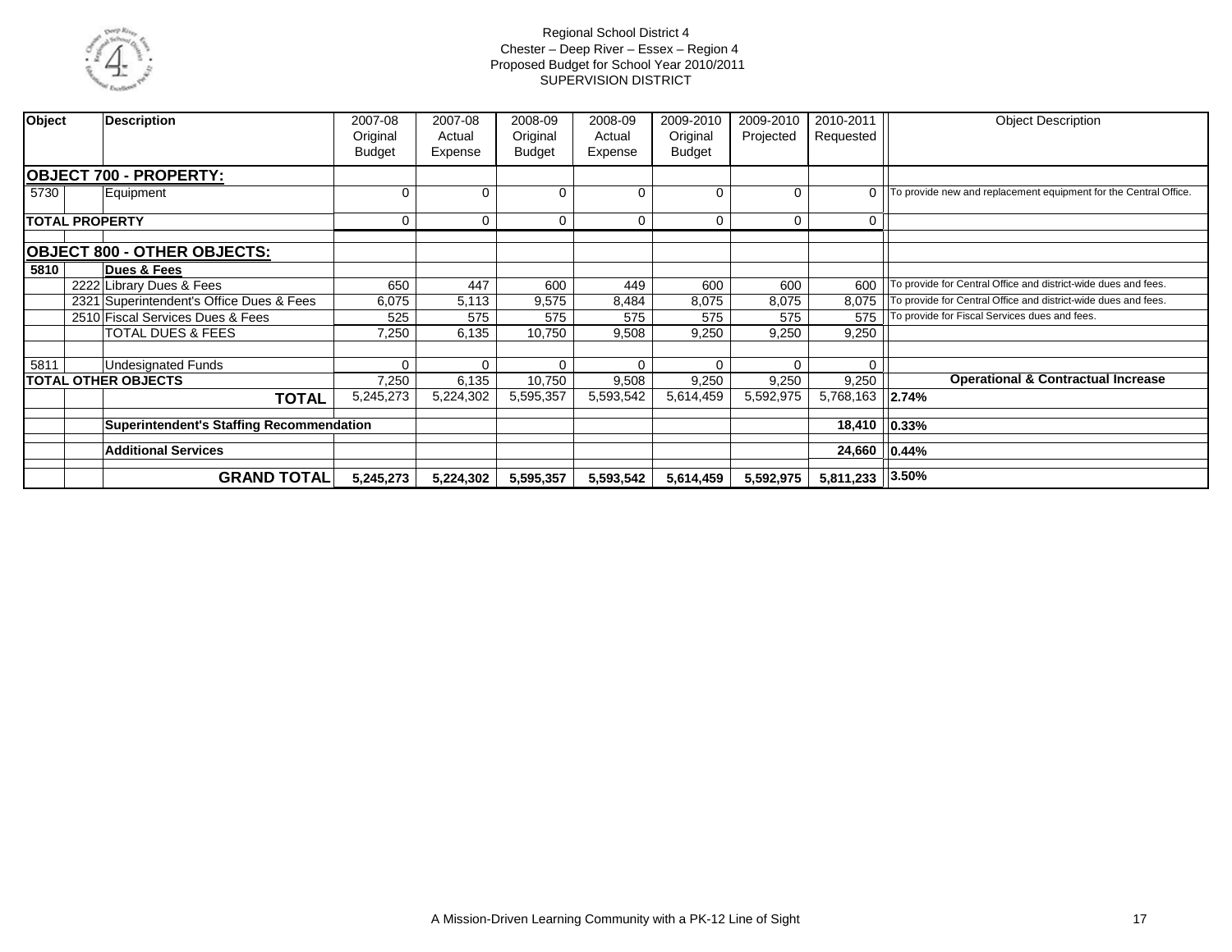Regional School District 4
Chester – Deep River – Essex – Region 4
Proposed Budget for School Year 2010/2011
SUPERVISION DISTRICT

| Object | | Description | 2007-08 Original Budget | 2007-08 Actual Expense | 2008-09 Original Budget | 2008-09 Actual Expense | 2009-2010 Original Budget | 2009-2010 Projected | 2010-2011 Requested | Object Description |
|---|---|---|---|---|---|---|---|---|---|---|
| **OBJECT 700 - PROPERTY:** | | | | | | | | | | |
| 5730 | | Equipment | 0 | 0 | 0 | 0 | 0 | 0 | 0 | To provide new and replacement equipment for the Central Office. |
| **TOTAL PROPERTY** | | | 0 | 0 | 0 | 0 | 0 | 0 | 0 | |
| **OBJECT 800 - OTHER OBJECTS:** | | | | | | | | | | |
| **5810** | | **Dues & Fees** | | | | | | | | |
| | 2222 | Library Dues & Fees | 650 | 447 | 600 | 449 | 600 | 600 | 600 | To provide for Central Office and district-wide dues and fees. |
| | 2321 | Superintendent's Office Dues & Fees | 6,075 | 5,113 | 9,575 | 8,484 | 8,075 | 8,075 | 8,075 | To provide for Central Office and district-wide dues and fees. |
| | 2510 | Fiscal Services Dues & Fees | 525 | 575 | 575 | 575 | 575 | 575 | 575 | To provide for Fiscal Services dues and fees. |
| | | TOTAL DUES & FEES | 7,250 | 6,135 | 10,750 | 9,508 | 9,250 | 9,250 | 9,250 | |
| 5811 | | Undesignated Funds | 0 | 0 | 0 | 0 | 0 | 0 | 0 | |
| **TOTAL OTHER OBJECTS** | | | 7,250 | 6,135 | 10,750 | 9,508 | 9,250 | 9,250 | 9,250 | **Operational & Contractual Increase** |
| | | **TOTAL** | 5,245,273 | 5,224,302 | 5,595,357 | 5,593,542 | 5,614,459 | 5,592,975 | 5,768,163 | **2.74%** |
| | | **Superintendent's Staffing Recommendation** | | | | | | | **18,410** | **0.33%** |
| | | **Additional Services** | | | | | | | **24,660** | **0.44%** |
| | | **GRAND TOTAL** | **5,245,273** | **5,224,302** | **5,595,357** | **5,593,542** | **5,614,459** | **5,592,975** | **5,811,233** | **3.50%** |

A Mission-Driven Learning Community with a PK-12 Line of Sight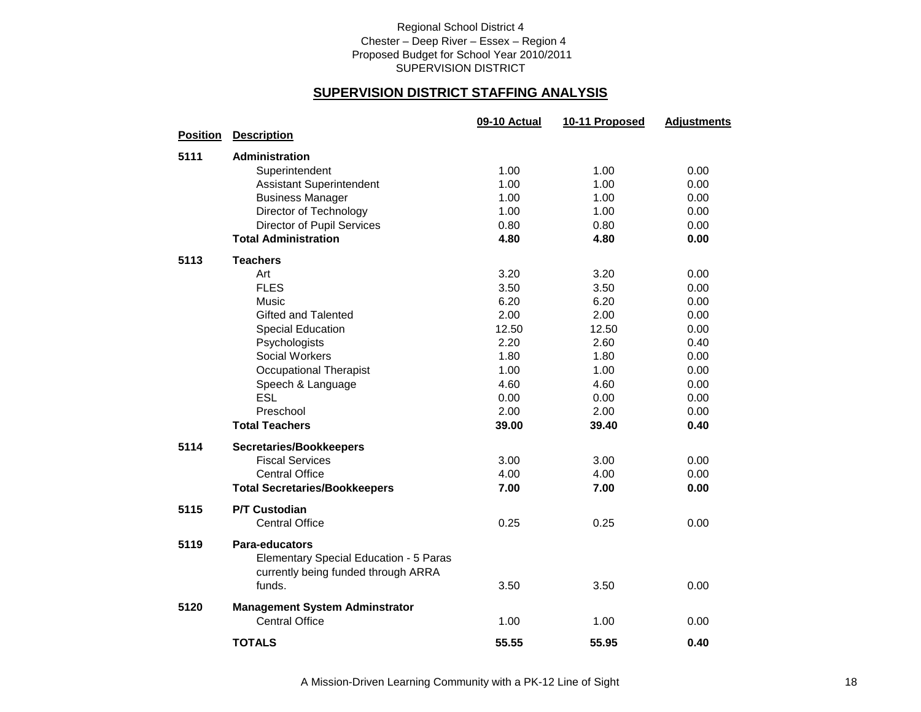Regional School District 4
Chester – Deep River – Essex – Region 4
Proposed Budget for School Year 2010/2011
SUPERVISION DISTRICT

## SUPERVISION DISTRICT STAFFING ANALYSIS

| Position | Description | 09-10 Actual | 10-11 Proposed | Adjustments |
|---|---|---|---|---|
| 5111 | **Administration** | | | |
| | Superintendent | 1.00 | 1.00 | 0.00 |
| | Assistant Superintendent | 1.00 | 1.00 | 0.00 |
| | Business Manager | 1.00 | 1.00 | 0.00 |
| | Director of Technology | 1.00 | 1.00 | 0.00 |
| | Director of Pupil Services | 0.80 | 0.80 | 0.00 |
| | **Total Administration** | **4.80** | **4.80** | **0.00** |
| 5113 | **Teachers** | | | |
| | Art | 3.20 | 3.20 | 0.00 |
| | FLES | 3.50 | 3.50 | 0.00 |
| | Music | 6.20 | 6.20 | 0.00 |
| | Gifted and Talented | 2.00 | 2.00 | 0.00 |
| | Special Education | 12.50 | 12.50 | 0.00 |
| | Psychologists | 2.20 | 2.60 | 0.40 |
| | Social Workers | 1.80 | 1.80 | 0.00 |
| | Occupational Therapist | 1.00 | 1.00 | 0.00 |
| | Speech & Language | 4.60 | 4.60 | 0.00 |
| | ESL | 0.00 | 0.00 | 0.00 |
| | Preschool | 2.00 | 2.00 | 0.00 |
| | **Total Teachers** | **39.00** | **39.40** | **0.40** |
| 5114 | **Secretaries/Bookkeepers** | | | |
| | Fiscal Services | 3.00 | 3.00 | 0.00 |
| | Central Office | 4.00 | 4.00 | 0.00 |
| | **Total Secretaries/Bookkeepers** | **7.00** | **7.00** | **0.00** |
| 5115 | **P/T Custodian** | | | |
| | Central Office | 0.25 | 0.25 | 0.00 |
| 5119 | **Para-educators** | | | |
| | Elementary Special Education - 5 Paras currently being funded through ARRA funds. | 3.50 | 3.50 | 0.00 |
| 5120 | **Management System Adminstrator** | | | |
| | Central Office | 1.00 | 1.00 | 0.00 |
| | **TOTALS** | **55.55** | **55.95** | **0.40** |

A Mission-Driven Learning Community with a PK-12 Line of Sight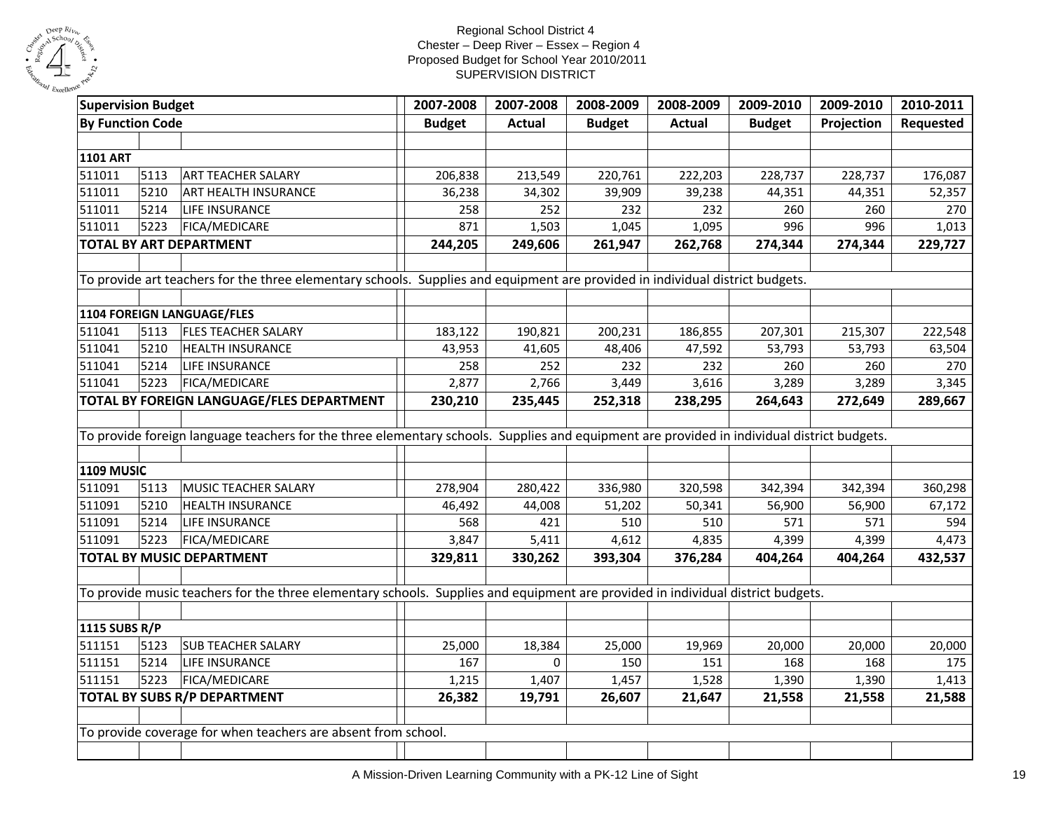Regional School District 4
Chester – Deep River – Essex – Region 4
Proposed Budget for School Year 2010/2011
SUPERVISION DISTRICT

| Supervision Budget | | | 2007-2008 | 2007-2008 | 2008-2009 | 2008-2009 | 2009-2010 | 2009-2010 | 2010-2011 |
|---|---|---|---|---|---|---|---|---|---|
| **By Function Code** | | | **Budget** | **Actual** | **Budget** | **Actual** | **Budget** | **Projection** | **Requested** |
| | | | | | | | | | |
| **1101 ART** | | | | | | | | | |
| 511011 | 5113 | ART TEACHER SALARY | 206,838 | 213,549 | 220,761 | 222,203 | 228,737 | 228,737 | 176,087 |
| 511011 | 5210 | ART HEALTH INSURANCE | 36,238 | 34,302 | 39,909 | 39,238 | 44,351 | 44,351 | 52,357 |
| 511011 | 5214 | LIFE INSURANCE | 258 | 252 | 232 | 232 | 260 | 260 | 270 |
| 511011 | 5223 | FICA/MEDICARE | 871 | 1,503 | 1,045 | 1,095 | 996 | 996 | 1,013 |
| **TOTAL BY ART DEPARTMENT** | | | **244,205** | **249,606** | **261,947** | **262,768** | **274,344** | **274,344** | **229,727** |
| | | | | | | | | | |
| To provide art teachers for the three elementary schools. Supplies and equipment are provided in individual district budgets. | | | | | | | | | |
| | | | | | | | | | |
| **1104 FOREIGN LANGUAGE/FLES** | | | | | | | | | |
| 511041 | 5113 | FLES TEACHER SALARY | 183,122 | 190,821 | 200,231 | 186,855 | 207,301 | 215,307 | 222,548 |
| 511041 | 5210 | HEALTH INSURANCE | 43,953 | 41,605 | 48,406 | 47,592 | 53,793 | 53,793 | 63,504 |
| 511041 | 5214 | LIFE INSURANCE | 258 | 252 | 232 | 232 | 260 | 260 | 270 |
| 511041 | 5223 | FICA/MEDICARE | 2,877 | 2,766 | 3,449 | 3,616 | 3,289 | 3,289 | 3,345 |
| **TOTAL BY FOREIGN LANGUAGE/FLES DEPARTMENT** | | | **230,210** | **235,445** | **252,318** | **238,295** | **264,643** | **272,649** | **289,667** |
| | | | | | | | | | |
| To provide foreign language teachers for the three elementary schools. Supplies and equipment are provided in individual district budgets. | | | | | | | | | |
| | | | | | | | | | |
| **1109 MUSIC** | | | | | | | | | |
| 511091 | 5113 | MUSIC TEACHER SALARY | 278,904 | 280,422 | 336,980 | 320,598 | 342,394 | 342,394 | 360,298 |
| 511091 | 5210 | HEALTH INSURANCE | 46,492 | 44,008 | 51,202 | 50,341 | 56,900 | 56,900 | 67,172 |
| 511091 | 5214 | LIFE INSURANCE | 568 | 421 | 510 | 510 | 571 | 571 | 594 |
| 511091 | 5223 | FICA/MEDICARE | 3,847 | 5,411 | 4,612 | 4,835 | 4,399 | 4,399 | 4,473 |
| **TOTAL BY MUSIC DEPARTMENT** | | | **329,811** | **330,262** | **393,304** | **376,284** | **404,264** | **404,264** | **432,537** |
| | | | | | | | | | |
| To provide music teachers for the three elementary schools. Supplies and equipment are provided in individual district budgets. | | | | | | | | | |
| | | | | | | | | | |
| **1115 SUBS R/P** | | | | | | | | | |
| 511151 | 5123 | SUB TEACHER SALARY | 25,000 | 18,384 | 25,000 | 19,969 | 20,000 | 20,000 | 20,000 |
| 511151 | 5214 | LIFE INSURANCE | 167 | 0 | 150 | 151 | 168 | 168 | 175 |
| 511151 | 5223 | FICA/MEDICARE | 1,215 | 1,407 | 1,457 | 1,528 | 1,390 | 1,390 | 1,413 |
| **TOTAL BY SUBS R/P DEPARTMENT** | | | **26,382** | **19,791** | **26,607** | **21,647** | **21,558** | **21,558** | **21,588** |
| | | | | | | | | | |
| To provide coverage for when teachers are absent from school. | | | | | | | | | |
| | | | | | | | | | |

A Mission-Driven Learning Community with a PK-12 Line of Sight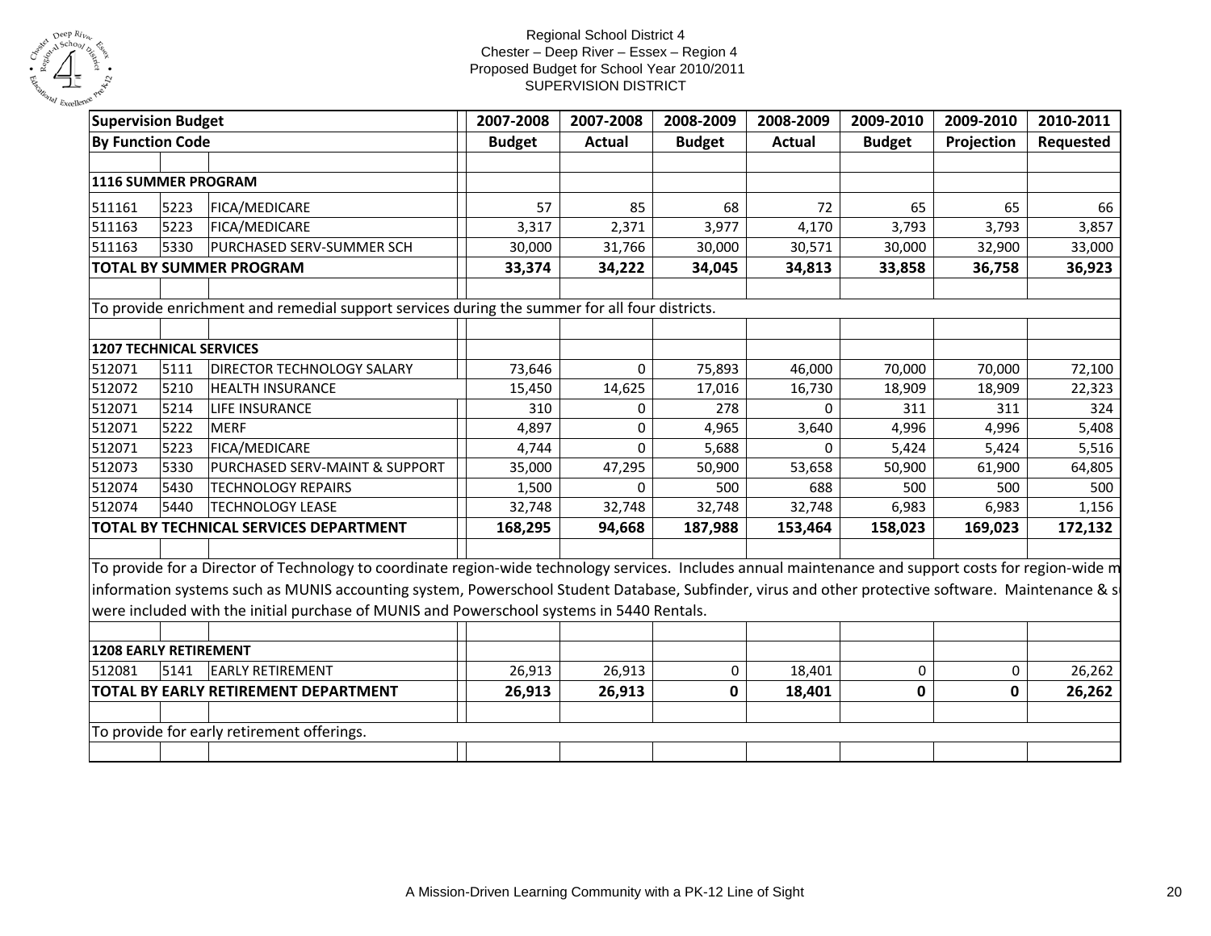Regional School District 4
Chester – Deep River – Essex – Region 4
Proposed Budget for School Year 2010/2011
SUPERVISION DISTRICT

| **Supervision Budget** | | | **2007-2008** | **2007-2008** | **2008-2009** | **2008-2009** | **2009-2010** | **2009-2010** | **2010-2011** |
|---|---|---|---|---|---|---|---|---|---|
| **By Function Code** | | | **Budget** | **Actual** | **Budget** | **Actual** | **Budget** | **Projection** | **Requested** |
| **1116 SUMMER PROGRAM** | | | | | | | | | |
| 511161 | 5223 | FICA/MEDICARE | 57 | 85 | 68 | 72 | 65 | 65 | 66 |
| 511163 | 5223 | FICA/MEDICARE | 3,317 | 2,371 | 3,977 | 4,170 | 3,793 | 3,793 | 3,857 |
| 511163 | 5330 | PURCHASED SERV-SUMMER SCH | 30,000 | 31,766 | 30,000 | 30,571 | 30,000 | 32,900 | 33,000 |
| **TOTAL BY SUMMER PROGRAM** | | | **33,374** | **34,222** | **34,045** | **34,813** | **33,858** | **36,758** | **36,923** |
| To provide enrichment and remedial support services during the summer for all four districts. | | | | | | | | | |
| **1207 TECHNICAL SERVICES** | | | | | | | | | |
| 512071 | 5111 | DIRECTOR TECHNOLOGY SALARY | 73,646 | 0 | 75,893 | 46,000 | 70,000 | 70,000 | 72,100 |
| 512072 | 5210 | HEALTH INSURANCE | 15,450 | 14,625 | 17,016 | 16,730 | 18,909 | 18,909 | 22,323 |
| 512071 | 5214 | LIFE INSURANCE | 310 | 0 | 278 | 0 | 311 | 311 | 324 |
| 512071 | 5222 | MERF | 4,897 | 0 | 4,965 | 3,640 | 4,996 | 4,996 | 5,408 |
| 512071 | 5223 | FICA/MEDICARE | 4,744 | 0 | 5,688 | 0 | 5,424 | 5,424 | 5,516 |
| 512073 | 5330 | PURCHASED SERV-MAINT & SUPPORT | 35,000 | 47,295 | 50,900 | 53,658 | 50,900 | 61,900 | 64,805 |
| 512074 | 5430 | TECHNOLOGY REPAIRS | 1,500 | 0 | 500 | 688 | 500 | 500 | 500 |
| 512074 | 5440 | TECHNOLOGY LEASE | 32,748 | 32,748 | 32,748 | 32,748 | 6,983 | 6,983 | 1,156 |
| **TOTAL BY TECHNICAL SERVICES DEPARTMENT** | | | **168,295** | **94,668** | **187,988** | **153,464** | **158,023** | **169,023** | **172,132** |
| To provide for a Director of Technology to coordinate region-wide technology services. Includes annual maintenance and support costs for region-wide m information systems such as MUNIS accounting system, Powerschool Student Database, Subfinder, virus and other protective software. Maintenance & s were included with the initial purchase of MUNIS and Powerschool systems in 5440 Rentals. | | | | | | | | | |
| **1208 EARLY RETIREMENT** | | | | | | | | | |
| 512081 | 5141 | EARLY RETIREMENT | 26,913 | 26,913 | 0 | 18,401 | 0 | 0 | 26,262 |
| **TOTAL BY EARLY RETIREMENT DEPARTMENT** | | | **26,913** | **26,913** | **0** | **18,401** | **0** | **0** | **26,262** |
| To provide for early retirement offerings. | | | | | | | | | |

A Mission-Driven Learning Community with a PK-12 Line of Sight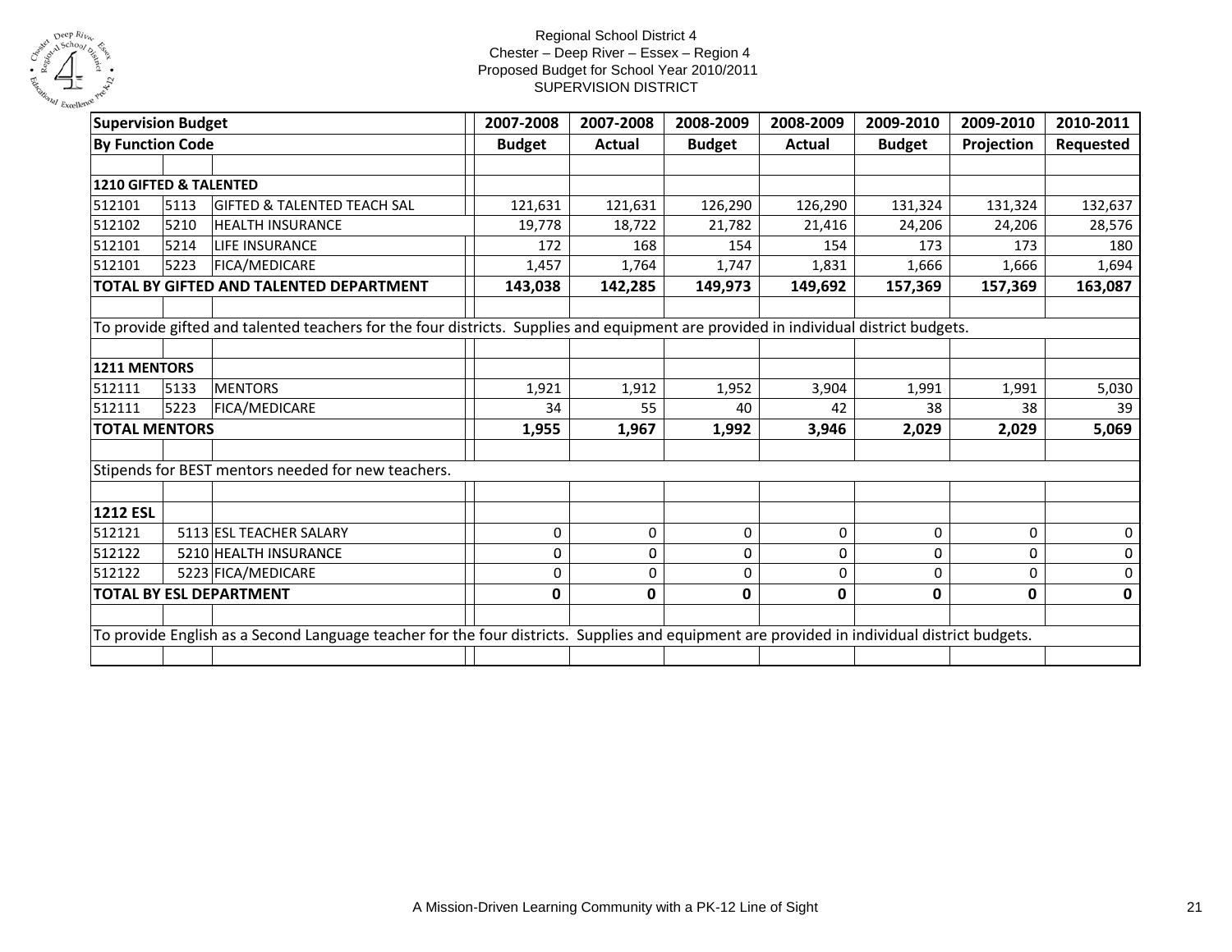Regional School District 4
Chester – Deep River – Essex – Region 4
Proposed Budget for School Year 2010/2011
SUPERVISION DISTRICT

| Supervision Budget | | | 2007-2008 | 2007-2008 | 2008-2009 | 2008-2009 | 2009-2010 | 2009-2010 | 2010-2011 |
|---|---|---|---|---|---|---|---|---|---|
| **By Function Code** | | | **Budget** | **Actual** | **Budget** | **Actual** | **Budget** | **Projection** | **Requested** |
| | | | | | | | | | |
| **1210 GIFTED & TALENTED** | | | | | | | | | |
| 512101 | 5113 | GIFTED & TALENTED TEACH SAL | 121,631 | 121,631 | 126,290 | 126,290 | 131,324 | 131,324 | 132,637 |
| 512102 | 5210 | HEALTH INSURANCE | 19,778 | 18,722 | 21,782 | 21,416 | 24,206 | 24,206 | 28,576 |
| 512101 | 5214 | LIFE INSURANCE | 172 | 168 | 154 | 154 | 173 | 173 | 180 |
| 512101 | 5223 | FICA/MEDICARE | 1,457 | 1,764 | 1,747 | 1,831 | 1,666 | 1,666 | 1,694 |
| **TOTAL BY GIFTED AND TALENTED DEPARTMENT** | | | **143,038** | **142,285** | **149,973** | **149,692** | **157,369** | **157,369** | **163,087** |
| | | | | | | | | | |
| To provide gifted and talented teachers for the four districts. Supplies and equipment are provided in individual district budgets. | | | | | | | | | |
| | | | | | | | | | |
| **1211 MENTORS** | | | | | | | | | |
| 512111 | 5133 | MENTORS | 1,921 | 1,912 | 1,952 | 3,904 | 1,991 | 1,991 | 5,030 |
| 512111 | 5223 | FICA/MEDICARE | 34 | 55 | 40 | 42 | 38 | 38 | 39 |
| **TOTAL MENTORS** | | | **1,955** | **1,967** | **1,992** | **3,946** | **2,029** | **2,029** | **5,069** |
| | | | | | | | | | |
| Stipends for BEST mentors needed for new teachers. | | | | | | | | | |
| | | | | | | | | | |
| **1212 ESL** | | | | | | | | | |
| 512121 | 5113 | ESL TEACHER SALARY | 0 | 0 | 0 | 0 | 0 | 0 | 0 |
| 512122 | 5210 | HEALTH INSURANCE | 0 | 0 | 0 | 0 | 0 | 0 | 0 |
| 512122 | 5223 | FICA/MEDICARE | 0 | 0 | 0 | 0 | 0 | 0 | 0 |
| **TOTAL BY ESL DEPARTMENT** | | | **0** | **0** | **0** | **0** | **0** | **0** | **0** |
| | | | | | | | | | |
| To provide English as a Second Language teacher for the four districts. Supplies and equipment are provided in individual district budgets. | | | | | | | | | |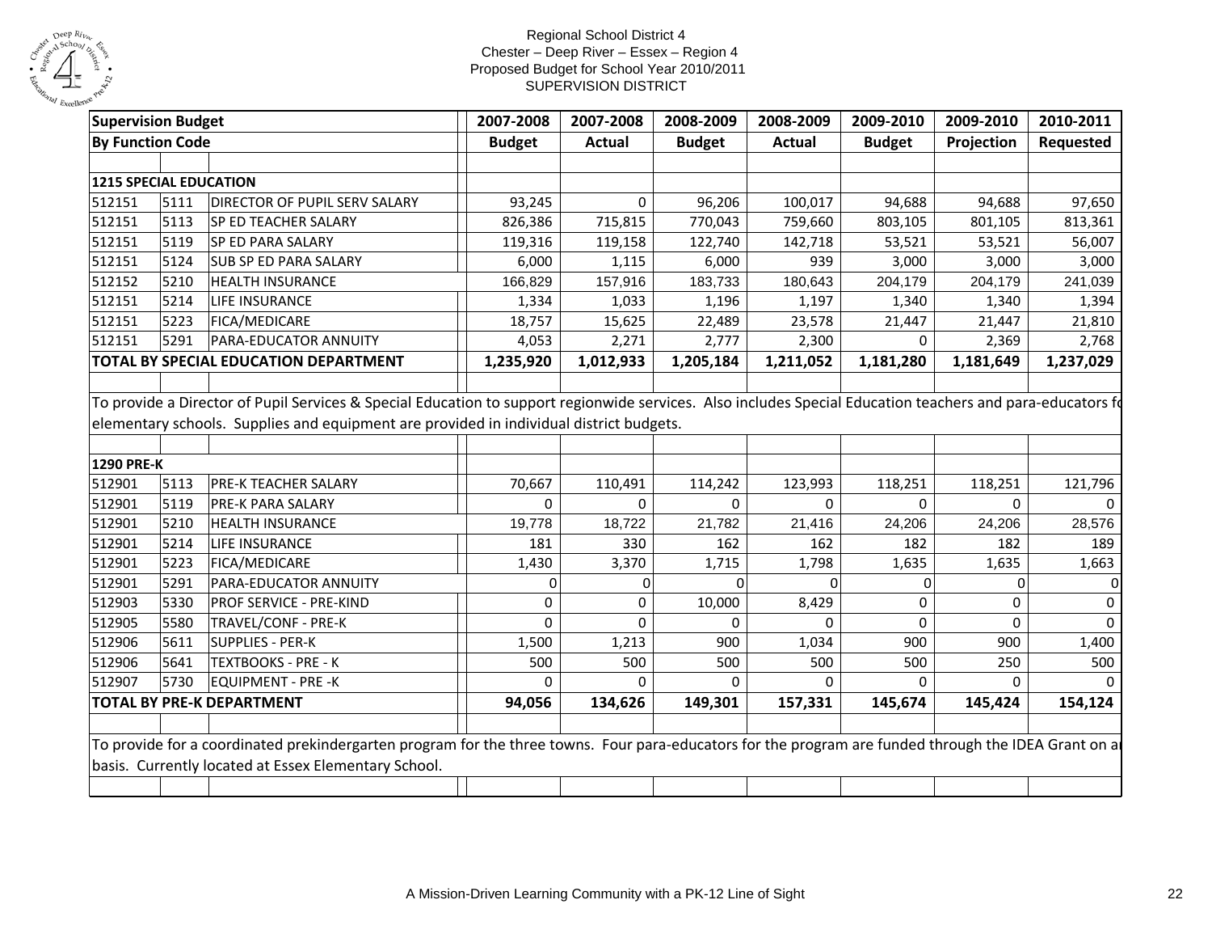Regional School District 4
Chester – Deep River – Essex – Region 4
Proposed Budget for School Year 2010/2011
SUPERVISION DISTRICT

| Supervision Budget | | | 2007-2008 | 2007-2008 | 2008-2009 | 2008-2009 | 2009-2010 | 2009-2010 | 2010-2011 |
|---|---|---|---|---|---|---|---|---|---|
| By Function Code | | | Budget | Actual | Budget | Actual | Budget | Projection | Requested |
| **1215 SPECIAL EDUCATION** | | | | | | | | | |
| 512151 | 5111 | DIRECTOR OF PUPIL SERV SALARY | 93,245 | 0 | 96,206 | 100,017 | 94,688 | 94,688 | 97,650 |
| 512151 | 5113 | SP ED TEACHER SALARY | 826,386 | 715,815 | 770,043 | 759,660 | 803,105 | 801,105 | 813,361 |
| 512151 | 5119 | SP ED PARA SALARY | 119,316 | 119,158 | 122,740 | 142,718 | 53,521 | 53,521 | 56,007 |
| 512151 | 5124 | SUB SP ED PARA SALARY | 6,000 | 1,115 | 6,000 | 939 | 3,000 | 3,000 | 3,000 |
| 512152 | 5210 | HEALTH INSURANCE | 166,829 | 157,916 | 183,733 | 180,643 | 204,179 | 204,179 | 241,039 |
| 512151 | 5214 | LIFE INSURANCE | 1,334 | 1,033 | 1,196 | 1,197 | 1,340 | 1,340 | 1,394 |
| 512151 | 5223 | FICA/MEDICARE | 18,757 | 15,625 | 22,489 | 23,578 | 21,447 | 21,447 | 21,810 |
| 512151 | 5291 | PARA-EDUCATOR ANNUITY | 4,053 | 2,271 | 2,777 | 2,300 | 0 | 2,369 | 2,768 |
| **TOTAL BY SPECIAL EDUCATION DEPARTMENT** | | | **1,235,920** | **1,012,933** | **1,205,184** | **1,211,052** | **1,181,280** | **1,181,649** | **1,237,029** |

To provide a Director of Pupil Services & Special Education to support regionwide services. Also includes Special Education teachers and para-educators fo elementary schools. Supplies and equipment are provided in individual district budgets.

| Supervision Budget | | | 2007-2008 | 2007-2008 | 2008-2009 | 2008-2009 | 2009-2010 | 2009-2010 | 2010-2011 |
|---|---|---|---|---|---|---|---|---|---|
| By Function Code | | | Budget | Actual | Budget | Actual | Budget | Projection | Requested |
| **1290 PRE-K** | | | | | | | | | |
| 512901 | 5113 | PRE-K TEACHER SALARY | 70,667 | 110,491 | 114,242 | 123,993 | 118,251 | 118,251 | 121,796 |
| 512901 | 5119 | PRE-K PARA SALARY | 0 | 0 | 0 | 0 | 0 | 0 | 0 |
| 512901 | 5210 | HEALTH INSURANCE | 19,778 | 18,722 | 21,782 | 21,416 | 24,206 | 24,206 | 28,576 |
| 512901 | 5214 | LIFE INSURANCE | 181 | 330 | 162 | 162 | 182 | 182 | 189 |
| 512901 | 5223 | FICA/MEDICARE | 1,430 | 3,370 | 1,715 | 1,798 | 1,635 | 1,635 | 1,663 |
| 512901 | 5291 | PARA-EDUCATOR ANNUITY | 0 | 0 | 0 | 0 | 0 | 0 | 0 |
| 512903 | 5330 | PROF SERVICE - PRE-KIND | 0 | 0 | 10,000 | 8,429 | 0 | 0 | 0 |
| 512905 | 5580 | TRAVEL/CONF - PRE-K | 0 | 0 | 0 | 0 | 0 | 0 | 0 |
| 512906 | 5611 | SUPPLIES - PER-K | 1,500 | 1,213 | 900 | 1,034 | 900 | 900 | 1,400 |
| 512906 | 5641 | TEXTBOOKS - PRE - K | 500 | 500 | 500 | 500 | 500 | 250 | 500 |
| 512907 | 5730 | EQUIPMENT - PRE -K | 0 | 0 | 0 | 0 | 0 | 0 | 0 |
| **TOTAL BY PRE-K DEPARTMENT** | | | **94,056** | **134,626** | **149,301** | **157,331** | **145,674** | **145,424** | **154,124** |

To provide for a coordinated prekindergarten program for the three towns. Four para-educators for the program are funded through the IDEA Grant on a basis. Currently located at Essex Elementary School.

A Mission-Driven Learning Community with a PK-12 Line of Sight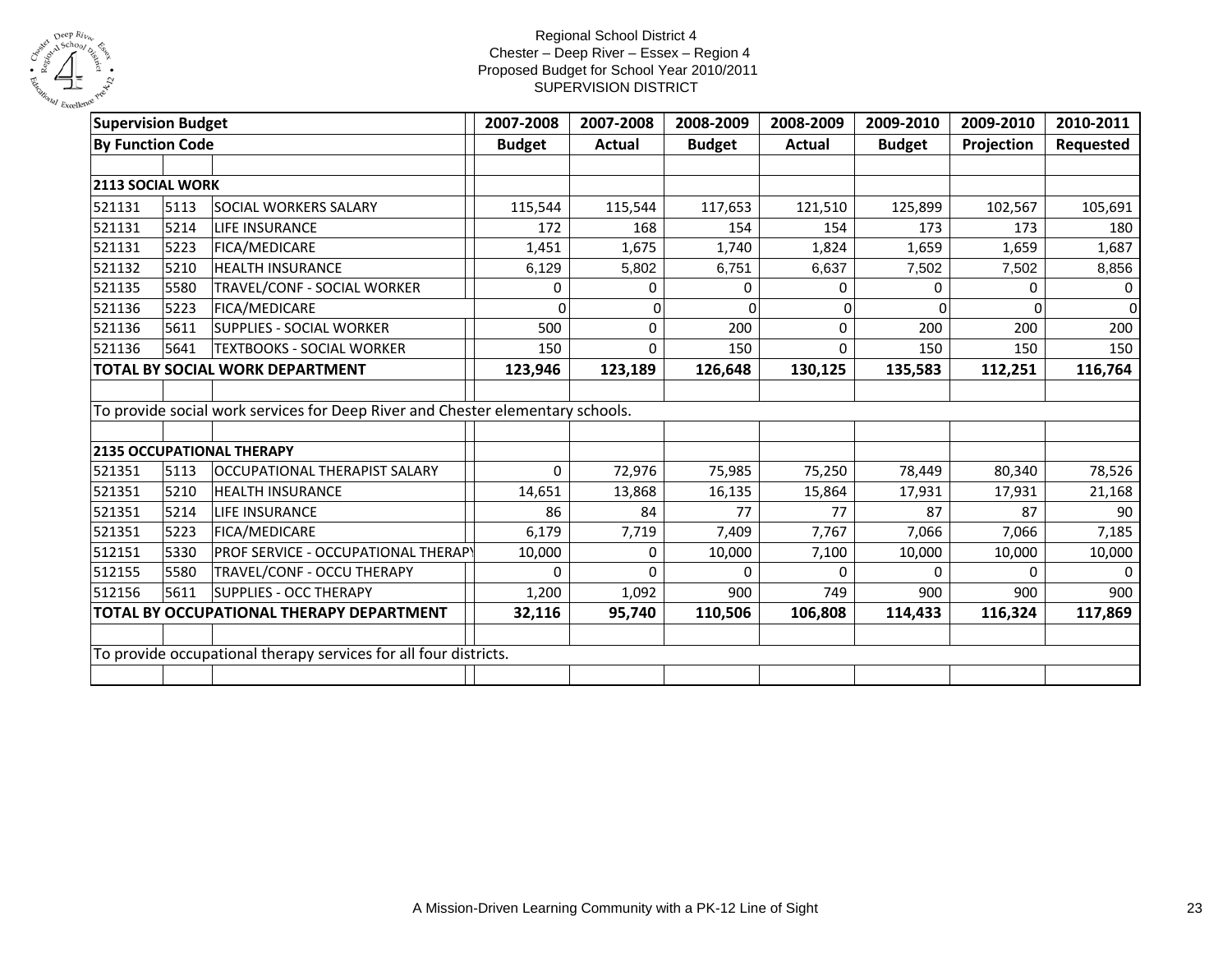Regional School District 4
Chester – Deep River – Essex – Region 4
Proposed Budget for School Year 2010/2011
SUPERVISION DISTRICT

| **Supervision Budget** | | | **2007-2008** | **2007-2008** | **2008-2009** | **2008-2009** | **2009-2010** | **2009-2010** | **2010-2011** |
|---|---|---|---|---|---|---|---|---|---|
| **By Function Code** | | | **Budget** | **Actual** | **Budget** | **Actual** | **Budget** | **Projection** | **Requested** |
| | | | | | | | | | |
| **2113 SOCIAL WORK** | | | | | | | | | |
| 521131 | 5113 | SOCIAL WORKERS SALARY | 115,544 | 115,544 | 117,653 | 121,510 | 125,899 | 102,567 | 105,691 |
| 521131 | 5214 | LIFE INSURANCE | 172 | 168 | 154 | 154 | 173 | 173 | 180 |
| 521131 | 5223 | FICA/MEDICARE | 1,451 | 1,675 | 1,740 | 1,824 | 1,659 | 1,659 | 1,687 |
| 521132 | 5210 | HEALTH INSURANCE | 6,129 | 5,802 | 6,751 | 6,637 | 7,502 | 7,502 | 8,856 |
| 521135 | 5580 | TRAVEL/CONF - SOCIAL WORKER | 0 | 0 | 0 | 0 | 0 | 0 | 0 |
| 521136 | 5223 | FICA/MEDICARE | 0 | 0 | 0 | 0 | 0 | 0 | 0 |
| 521136 | 5611 | SUPPLIES - SOCIAL WORKER | 500 | 0 | 200 | 0 | 200 | 200 | 200 |
| 521136 | 5641 | TEXTBOOKS - SOCIAL WORKER | 150 | 0 | 150 | 0 | 150 | 150 | 150 |
| **TOTAL BY SOCIAL WORK DEPARTMENT** | | | **123,946** | **123,189** | **126,648** | **130,125** | **135,583** | **112,251** | **116,764** |
| | | | | | | | | | |
| To provide social work services for Deep River and Chester elementary schools. | | | | | | | | | |
| | | | | | | | | | |
| **2135 OCCUPATIONAL THERAPY** | | | | | | | | | |
| 521351 | 5113 | OCCUPATIONAL THERAPIST SALARY | 0 | 72,976 | 75,985 | 75,250 | 78,449 | 80,340 | 78,526 |
| 521351 | 5210 | HEALTH INSURANCE | 14,651 | 13,868 | 16,135 | 15,864 | 17,931 | 17,931 | 21,168 |
| 521351 | 5214 | LIFE INSURANCE | 86 | 84 | 77 | 77 | 87 | 87 | 90 |
| 521351 | 5223 | FICA/MEDICARE | 6,179 | 7,719 | 7,409 | 7,767 | 7,066 | 7,066 | 7,185 |
| 512151 | 5330 | PROF SERVICE - OCCUPATIONAL THERAPY | 10,000 | 0 | 10,000 | 7,100 | 10,000 | 10,000 | 10,000 |
| 512155 | 5580 | TRAVEL/CONF - OCCU THERAPY | 0 | 0 | 0 | 0 | 0 | 0 | 0 |
| 512156 | 5611 | SUPPLIES - OCC THERAPY | 1,200 | 1,092 | 900 | 749 | 900 | 900 | 900 |
| **TOTAL BY OCCUPATIONAL THERAPY DEPARTMENT** | | | **32,116** | **95,740** | **110,506** | **106,808** | **114,433** | **116,324** | **117,869** |
| | | | | | | | | | |
| To provide occupational therapy services for all four districts. | | | | | | | | | |
| | | | | | | | | | |

A Mission-Driven Learning Community with a PK-12 Line of Sight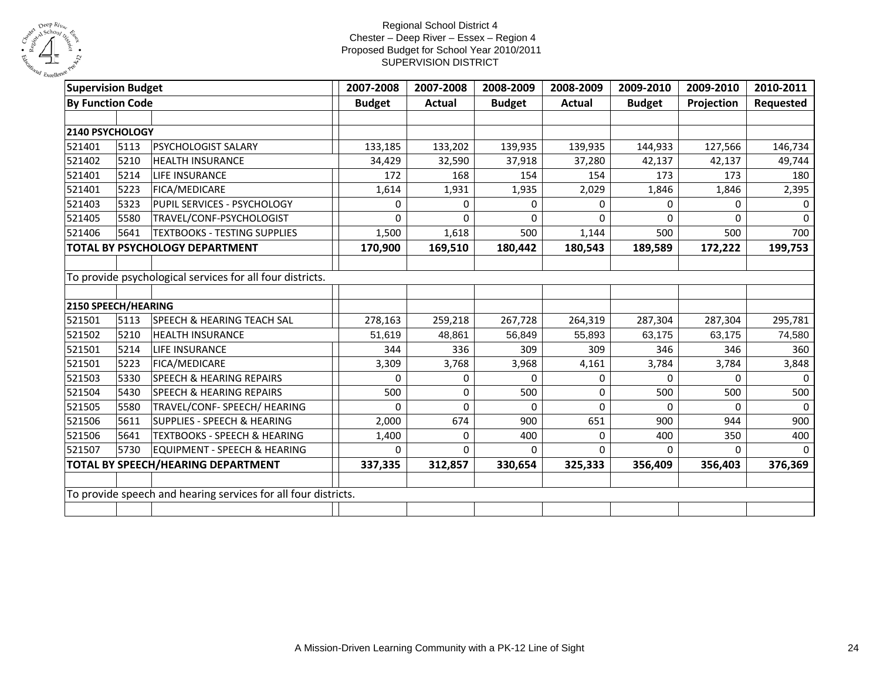Regional School District 4
Chester – Deep River – Essex – Region 4
Proposed Budget for School Year 2010/2011
SUPERVISION DISTRICT

| **Supervision Budget** | | | **2007-2008** | **2007-2008** | **2008-2009** | **2008-2009** | **2009-2010** | **2009-2010** | **2010-2011** |
|---|---|---|---|---|---|---|---|---|---|
| **By Function Code** | | | **Budget** | **Actual** | **Budget** | **Actual** | **Budget** | **Projection** | **Requested** |
| | | | | | | | | | |
| **2140 PSYCHOLOGY** | | | | | | | | | |
| 521401 | 5113 | PSYCHOLOGIST SALARY | 133,185 | 133,202 | 139,935 | 139,935 | 144,933 | 127,566 | 146,734 |
| 521402 | 5210 | HEALTH INSURANCE | 34,429 | 32,590 | 37,918 | 37,280 | 42,137 | 42,137 | 49,744 |
| 521401 | 5214 | LIFE INSURANCE | 172 | 168 | 154 | 154 | 173 | 173 | 180 |
| 521401 | 5223 | FICA/MEDICARE | 1,614 | 1,931 | 1,935 | 2,029 | 1,846 | 1,846 | 2,395 |
| 521403 | 5323 | PUPIL SERVICES - PSYCHOLOGY | 0 | 0 | 0 | 0 | 0 | 0 | 0 |
| 521405 | 5580 | TRAVEL/CONF-PSYCHOLOGIST | 0 | 0 | 0 | 0 | 0 | 0 | 0 |
| 521406 | 5641 | TEXTBOOKS - TESTING SUPPLIES | 1,500 | 1,618 | 500 | 1,144 | 500 | 500 | 700 |
| **TOTAL BY PSYCHOLOGY DEPARTMENT** | | | **170,900** | **169,510** | **180,442** | **180,543** | **189,589** | **172,222** | **199,753** |
| | | | | | | | | | |
| To provide psychological services for all four districts. | | | | | | | | | |
| | | | | | | | | | |
| **2150 SPEECH/HEARING** | | | | | | | | | |
| 521501 | 5113 | SPEECH & HEARING TEACH SAL | 278,163 | 259,218 | 267,728 | 264,319 | 287,304 | 287,304 | 295,781 |
| 521502 | 5210 | HEALTH INSURANCE | 51,619 | 48,861 | 56,849 | 55,893 | 63,175 | 63,175 | 74,580 |
| 521501 | 5214 | LIFE INSURANCE | 344 | 336 | 309 | 309 | 346 | 346 | 360 |
| 521501 | 5223 | FICA/MEDICARE | 3,309 | 3,768 | 3,968 | 4,161 | 3,784 | 3,784 | 3,848 |
| 521503 | 5330 | SPEECH & HEARING REPAIRS | 0 | 0 | 0 | 0 | 0 | 0 | 0 |
| 521504 | 5430 | SPEECH & HEARING REPAIRS | 500 | 0 | 500 | 0 | 500 | 500 | 500 |
| 521505 | 5580 | TRAVEL/CONF- SPEECH/ HEARING | 0 | 0 | 0 | 0 | 0 | 0 | 0 |
| 521506 | 5611 | SUPPLIES - SPEECH & HEARING | 2,000 | 674 | 900 | 651 | 900 | 944 | 900 |
| 521506 | 5641 | TEXTBOOKS - SPEECH & HEARING | 1,400 | 0 | 400 | 0 | 400 | 350 | 400 |
| 521507 | 5730 | EQUIPMENT - SPEECH & HEARING | 0 | 0 | 0 | 0 | 0 | 0 | 0 |
| **TOTAL BY SPEECH/HEARING DEPARTMENT** | | | **337,335** | **312,857** | **330,654** | **325,333** | **356,409** | **356,403** | **376,369** |
| | | | | | | | | | |
| To provide speech and hearing services for all four districts. | | | | | | | | | |
| | | | | | | | | | |

A Mission-Driven Learning Community with a PK-12 Line of Sight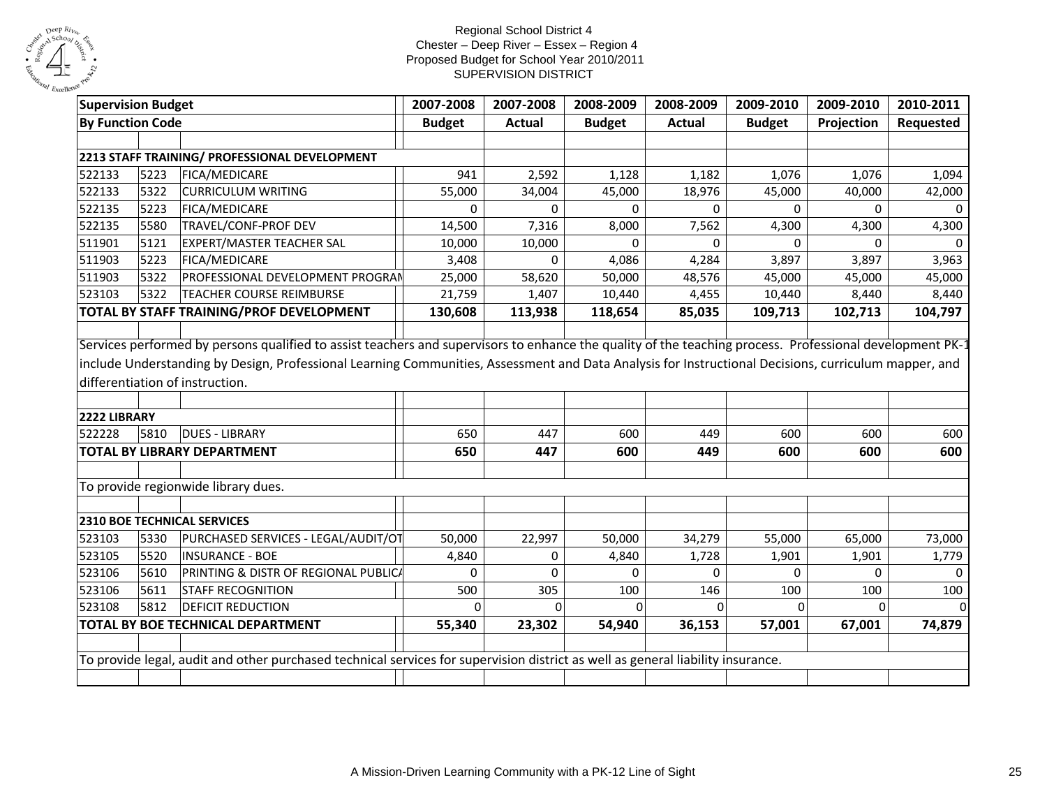Regional School District 4
Chester – Deep River – Essex – Region 4
Proposed Budget for School Year 2010/2011
SUPERVISION DISTRICT

| Supervision Budget | | | 2007-2008 | 2007-2008 | 2008-2009 | 2008-2009 | 2009-2010 | 2009-2010 | 2010-2011 |
|---|---|---|---|---|---|---|---|---|---|
| **By Function Code** | | | **Budget** | **Actual** | **Budget** | **Actual** | **Budget** | **Projection** | **Requested** |
| | | | | | | | | | |
| **2213 STAFF TRAINING/ PROFESSIONAL DEVELOPMENT** | | | | | | | | | |
| 522133 | 5223 | FICA/MEDICARE | 941 | 2,592 | 1,128 | 1,182 | 1,076 | 1,076 | 1,094 |
| 522133 | 5322 | CURRICULUM WRITING | 55,000 | 34,004 | 45,000 | 18,976 | 45,000 | 40,000 | 42,000 |
| 522135 | 5223 | FICA/MEDICARE | 0 | 0 | 0 | 0 | 0 | 0 | 0 |
| 522135 | 5580 | TRAVEL/CONF-PROF DEV | 14,500 | 7,316 | 8,000 | 7,562 | 4,300 | 4,300 | 4,300 |
| 511901 | 5121 | EXPERT/MASTER TEACHER SAL | 10,000 | 10,000 | 0 | 0 | 0 | 0 | 0 |
| 511903 | 5223 | FICA/MEDICARE | 3,408 | 0 | 4,086 | 4,284 | 3,897 | 3,897 | 3,963 |
| 511903 | 5322 | PROFESSIONAL DEVELOPMENT PROGRAM | 25,000 | 58,620 | 50,000 | 48,576 | 45,000 | 45,000 | 45,000 |
| 523103 | 5322 | TEACHER COURSE REIMBURSE | 21,759 | 1,407 | 10,440 | 4,455 | 10,440 | 8,440 | 8,440 |
| **TOTAL BY STAFF TRAINING/PROF DEVELOPMENT** | | | **130,608** | **113,938** | **118,654** | **85,035** | **109,713** | **102,713** | **104,797** |
| | | | | | | | | | |
| Services performed by persons qualified to assist teachers and supervisors to enhance the quality of the teaching process. Professional development PK-1 include Understanding by Design, Professional Learning Communities, Assessment and Data Analysis for Instructional Decisions, curriculum mapper, and differentiation of instruction. | | | | | | | | | |
| | | | | | | | | | |
| **2222 LIBRARY** | | | | | | | | | |
| 522228 | 5810 | DUES - LIBRARY | 650 | 447 | 600 | 449 | 600 | 600 | 600 |
| **TOTAL BY LIBRARY DEPARTMENT** | | | **650** | **447** | **600** | **449** | **600** | **600** | **600** |
| | | | | | | | | | |
| To provide regionwide library dues. | | | | | | | | | |
| | | | | | | | | | |
| **2310 BOE TECHNICAL SERVICES** | | | | | | | | | |
| 523103 | 5330 | PURCHASED SERVICES - LEGAL/AUDIT/OT | 50,000 | 22,997 | 50,000 | 34,279 | 55,000 | 65,000 | 73,000 |
| 523105 | 5520 | INSURANCE - BOE | 4,840 | 0 | 4,840 | 1,728 | 1,901 | 1,901 | 1,779 |
| 523106 | 5610 | PRINTING & DISTR OF REGIONAL PUBLICA | 0 | 0 | 0 | 0 | 0 | 0 | 0 |
| 523106 | 5611 | STAFF RECOGNITION | 500 | 305 | 100 | 146 | 100 | 100 | 100 |
| 523108 | 5812 | DEFICIT REDUCTION | 0 | 0 | 0 | 0 | 0 | 0 | 0 |
| **TOTAL BY BOE TECHNICAL DEPARTMENT** | | | **55,340** | **23,302** | **54,940** | **36,153** | **57,001** | **67,001** | **74,879** |
| | | | | | | | | | |
| To provide legal, audit and other purchased technical services for supervision district as well as general liability insurance. | | | | | | | | | |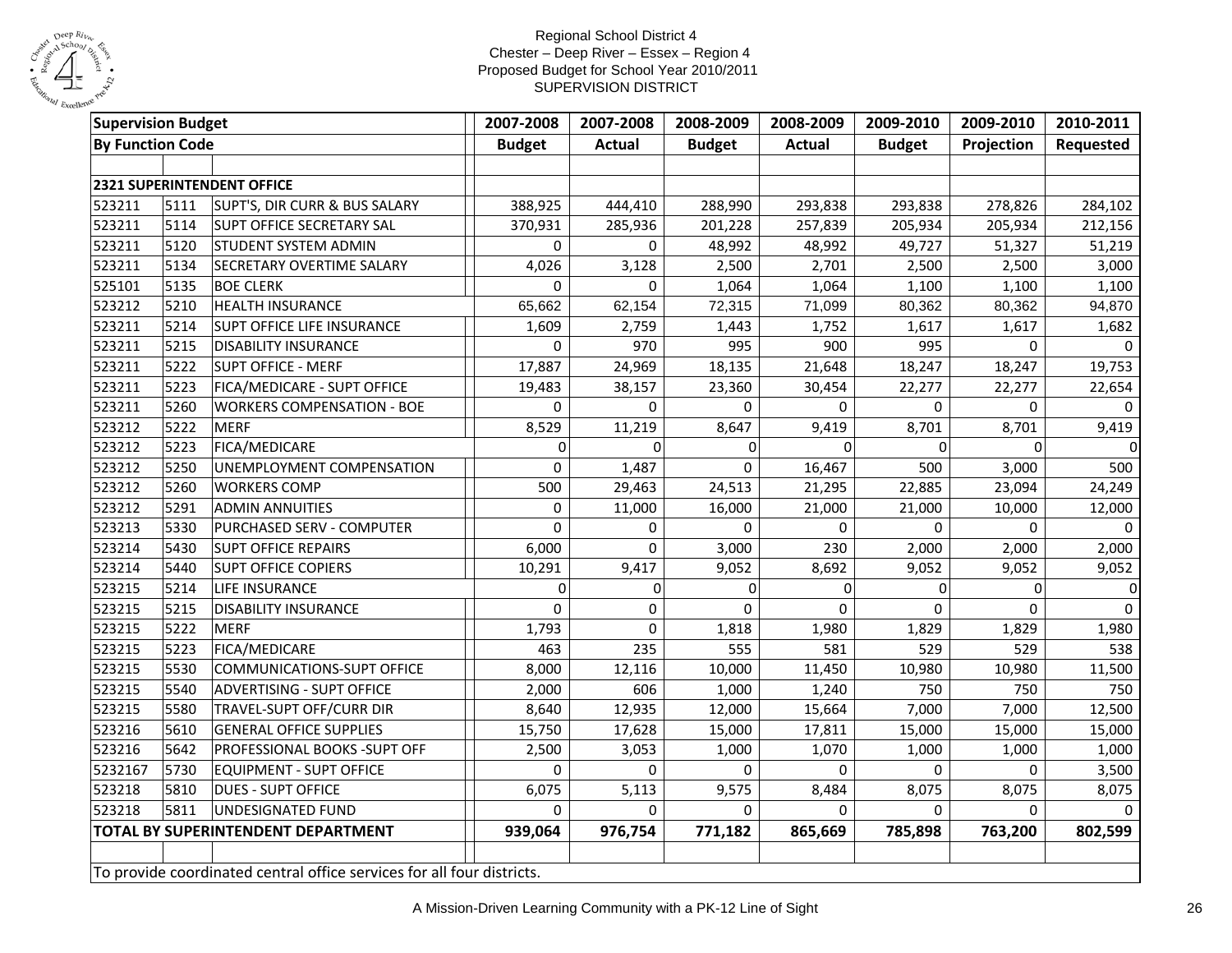Regional School District 4
Chester – Deep River – Essex – Region 4
Proposed Budget for School Year 2010/2011
SUPERVISION DISTRICT

| Supervision Budget | | | 2007-2008 | 2007-2008 | 2008-2009 | 2008-2009 | 2009-2010 | 2009-2010 | 2010-2011 |
|---|---|---|---|---|---|---|---|---|---|
| By Function Code | | | Budget | Actual | Budget | Actual | Budget | Projection | Requested |
| | | | | | | | | | |
| 2321 SUPERINTENDENT OFFICE | | | | | | | | | |
| 523211 | 5111 | SUPT'S, DIR CURR & BUS SALARY | 388,925 | 444,410 | 288,990 | 293,838 | 293,838 | 278,826 | 284,102 |
| 523211 | 5114 | SUPT OFFICE SECRETARY SAL | 370,931 | 285,936 | 201,228 | 257,839 | 205,934 | 205,934 | 212,156 |
| 523211 | 5120 | STUDENT SYSTEM ADMIN | 0 | 0 | 48,992 | 48,992 | 49,727 | 51,327 | 51,219 |
| 523211 | 5134 | SECRETARY OVERTIME SALARY | 4,026 | 3,128 | 2,500 | 2,701 | 2,500 | 2,500 | 3,000 |
| 525101 | 5135 | BOE CLERK | 0 | 0 | 1,064 | 1,064 | 1,100 | 1,100 | 1,100 |
| 523212 | 5210 | HEALTH INSURANCE | 65,662 | 62,154 | 72,315 | 71,099 | 80,362 | 80,362 | 94,870 |
| 523211 | 5214 | SUPT OFFICE LIFE INSURANCE | 1,609 | 2,759 | 1,443 | 1,752 | 1,617 | 1,617 | 1,682 |
| 523211 | 5215 | DISABILITY INSURANCE | 0 | 970 | 995 | 900 | 995 | 0 | 0 |
| 523211 | 5222 | SUPT OFFICE - MERF | 17,887 | 24,969 | 18,135 | 21,648 | 18,247 | 18,247 | 19,753 |
| 523211 | 5223 | FICA/MEDICARE - SUPT OFFICE | 19,483 | 38,157 | 23,360 | 30,454 | 22,277 | 22,277 | 22,654 |
| 523211 | 5260 | WORKERS COMPENSATION - BOE | 0 | 0 | 0 | 0 | 0 | 0 | 0 |
| 523212 | 5222 | MERF | 8,529 | 11,219 | 8,647 | 9,419 | 8,701 | 8,701 | 9,419 |
| 523212 | 5223 | FICA/MEDICARE | 0 | 0 | 0 | 0 | 0 | 0 | 0 |
| 523212 | 5250 | UNEMPLOYMENT COMPENSATION | 0 | 1,487 | 0 | 16,467 | 500 | 3,000 | 500 |
| 523212 | 5260 | WORKERS COMP | 500 | 29,463 | 24,513 | 21,295 | 22,885 | 23,094 | 24,249 |
| 523212 | 5291 | ADMIN ANNUITIES | 0 | 11,000 | 16,000 | 21,000 | 21,000 | 10,000 | 12,000 |
| 523213 | 5330 | PURCHASED SERV - COMPUTER | 0 | 0 | 0 | 0 | 0 | 0 | 0 |
| 523214 | 5430 | SUPT OFFICE REPAIRS | 6,000 | 0 | 3,000 | 230 | 2,000 | 2,000 | 2,000 |
| 523214 | 5440 | SUPT OFFICE COPIERS | 10,291 | 9,417 | 9,052 | 8,692 | 9,052 | 9,052 | 9,052 |
| 523215 | 5214 | LIFE INSURANCE | 0 | 0 | 0 | 0 | 0 | 0 | 0 |
| 523215 | 5215 | DISABILITY INSURANCE | 0 | 0 | 0 | 0 | 0 | 0 | 0 |
| 523215 | 5222 | MERF | 1,793 | 0 | 1,818 | 1,980 | 1,829 | 1,829 | 1,980 |
| 523215 | 5223 | FICA/MEDICARE | 463 | 235 | 555 | 581 | 529 | 529 | 538 |
| 523215 | 5530 | COMMUNICATIONS-SUPT OFFICE | 8,000 | 12,116 | 10,000 | 11,450 | 10,980 | 10,980 | 11,500 |
| 523215 | 5540 | ADVERTISING - SUPT OFFICE | 2,000 | 606 | 1,000 | 1,240 | 750 | 750 | 750 |
| 523215 | 5580 | TRAVEL-SUPT OFF/CURR DIR | 8,640 | 12,935 | 12,000 | 15,664 | 7,000 | 7,000 | 12,500 |
| 523216 | 5610 | GENERAL OFFICE SUPPLIES | 15,750 | 17,628 | 15,000 | 17,811 | 15,000 | 15,000 | 15,000 |
| 523216 | 5642 | PROFESSIONAL BOOKS -SUPT OFF | 2,500 | 3,053 | 1,000 | 1,070 | 1,000 | 1,000 | 1,000 |
| 5232167 | 5730 | EQUIPMENT - SUPT OFFICE | 0 | 0 | 0 | 0 | 0 | 0 | 3,500 |
| 523218 | 5810 | DUES - SUPT OFFICE | 6,075 | 5,113 | 9,575 | 8,484 | 8,075 | 8,075 | 8,075 |
| 523218 | 5811 | UNDESIGNATED FUND | 0 | 0 | 0 | 0 | 0 | 0 | 0 |
| TOTAL BY SUPERINTENDENT DEPARTMENT | | | 939,064 | 976,754 | 771,182 | 865,669 | 785,898 | 763,200 | 802,599 |
| | | | | | | | | | |
| To provide coordinated central office services for all four districts. | | | | | | | | | |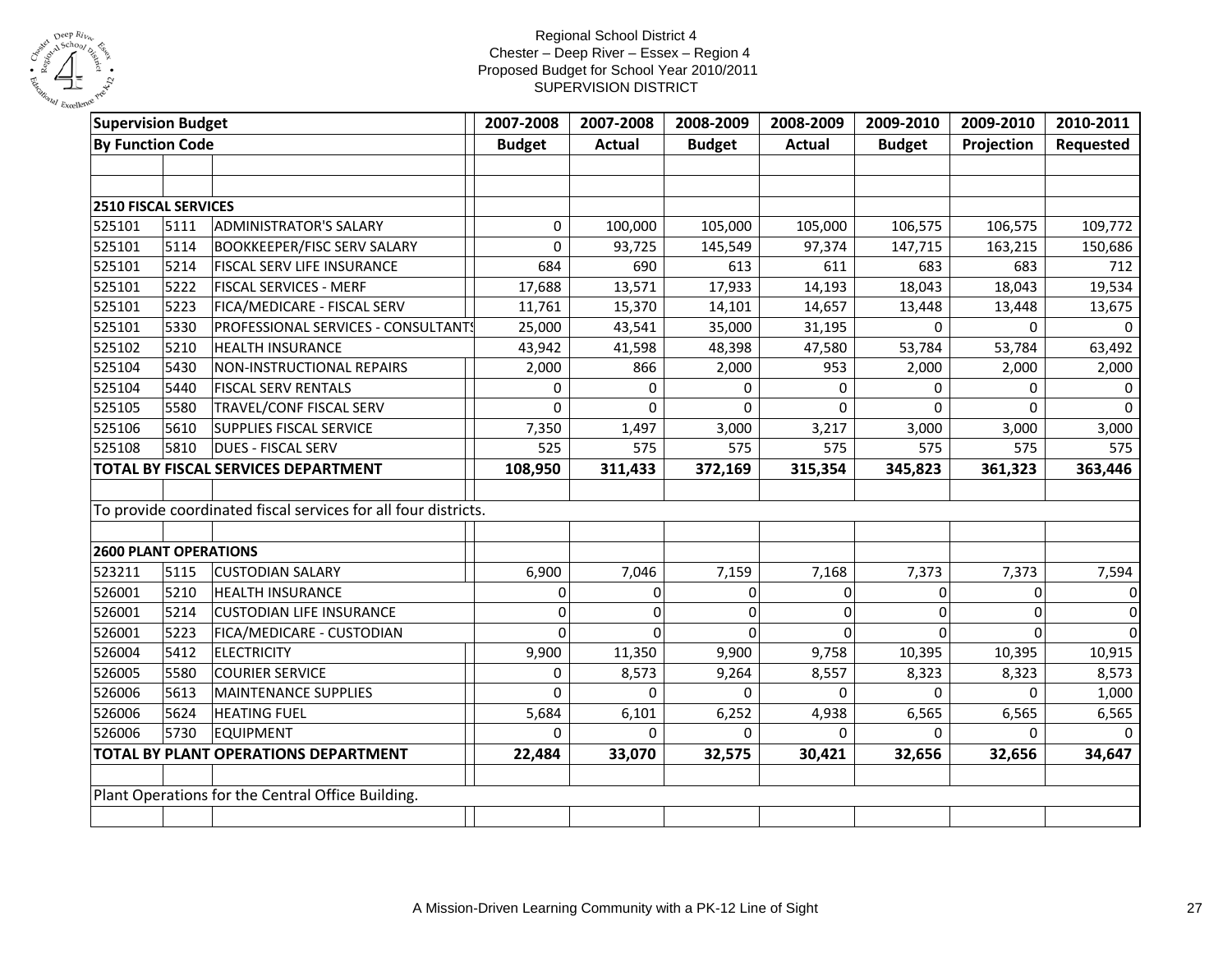# Regional School District 4
Chester – Deep River – Essex – Region 4
Proposed Budget for School Year 2010/2011
SUPERVISION DISTRICT

| **Supervision Budget** | | | **2007-2008** | **2007-2008** | **2008-2009** | **2008-2009** | **2009-2010** | **2009-2010** | **2010-2011** |
|---|---|---|---|---|---|---|---|---|---|
| **By Function Code** | | | **Budget** | **Actual** | **Budget** | **Actual** | **Budget** | **Projection** | **Requested** |
| | | | | | | | | | |
| | | | | | | | | | |
| **2510 FISCAL SERVICES** | | | | | | | | | |
| 525101 | 5111 | ADMINISTRATOR'S SALARY | 0 | 100,000 | 105,000 | 105,000 | 106,575 | 106,575 | 109,772 |
| 525101 | 5114 | BOOKKEEPER/FISC SERV SALARY | 0 | 93,725 | 145,549 | 97,374 | 147,715 | 163,215 | 150,686 |
| 525101 | 5214 | FISCAL SERV LIFE INSURANCE | 684 | 690 | 613 | 611 | 683 | 683 | 712 |
| 525101 | 5222 | FISCAL SERVICES - MERF | 17,688 | 13,571 | 17,933 | 14,193 | 18,043 | 18,043 | 19,534 |
| 525101 | 5223 | FICA/MEDICARE - FISCAL SERV | 11,761 | 15,370 | 14,101 | 14,657 | 13,448 | 13,448 | 13,675 |
| 525101 | 5330 | PROFESSIONAL SERVICES - CONSULTANTS | 25,000 | 43,541 | 35,000 | 31,195 | 0 | 0 | 0 |
| 525102 | 5210 | HEALTH INSURANCE | 43,942 | 41,598 | 48,398 | 47,580 | 53,784 | 53,784 | 63,492 |
| 525104 | 5430 | NON-INSTRUCTIONAL REPAIRS | 2,000 | 866 | 2,000 | 953 | 2,000 | 2,000 | 2,000 |
| 525104 | 5440 | FISCAL SERV RENTALS | 0 | 0 | 0 | 0 | 0 | 0 | 0 |
| 525105 | 5580 | TRAVEL/CONF FISCAL SERV | 0 | 0 | 0 | 0 | 0 | 0 | 0 |
| 525106 | 5610 | SUPPLIES FISCAL SERVICE | 7,350 | 1,497 | 3,000 | 3,217 | 3,000 | 3,000 | 3,000 |
| 525108 | 5810 | DUES - FISCAL SERV | 525 | 575 | 575 | 575 | 575 | 575 | 575 |
| **TOTAL BY FISCAL SERVICES DEPARTMENT** | | | **108,950** | **311,433** | **372,169** | **315,354** | **345,823** | **361,323** | **363,446** |
| | | | | | | | | | |
| To provide coordinated fiscal services for all four districts. | | | | | | | | | |
| | | | | | | | | | |
| **2600 PLANT OPERATIONS** | | | | | | | | | |
| 523211 | 5115 | CUSTODIAN SALARY | 6,900 | 7,046 | 7,159 | 7,168 | 7,373 | 7,373 | 7,594 |
| 526001 | 5210 | HEALTH INSURANCE | 0 | 0 | 0 | 0 | 0 | 0 | 0 |
| 526001 | 5214 | CUSTODIAN LIFE INSURANCE | 0 | 0 | 0 | 0 | 0 | 0 | 0 |
| 526001 | 5223 | FICA/MEDICARE - CUSTODIAN | 0 | 0 | 0 | 0 | 0 | 0 | 0 |
| 526004 | 5412 | ELECTRICITY | 9,900 | 11,350 | 9,900 | 9,758 | 10,395 | 10,395 | 10,915 |
| 526005 | 5580 | COURIER SERVICE | 0 | 8,573 | 9,264 | 8,557 | 8,323 | 8,323 | 8,573 |
| 526006 | 5613 | MAINTENANCE SUPPLIES | 0 | 0 | 0 | 0 | 0 | 0 | 1,000 |
| 526006 | 5624 | HEATING FUEL | 5,684 | 6,101 | 6,252 | 4,938 | 6,565 | 6,565 | 6,565 |
| 526006 | 5730 | EQUIPMENT | 0 | 0 | 0 | 0 | 0 | 0 | 0 |
| **TOTAL BY PLANT OPERATIONS DEPARTMENT** | | | **22,484** | **33,070** | **32,575** | **30,421** | **32,656** | **32,656** | **34,647** |
| | | | | | | | | | |
| Plant Operations for the Central Office Building. | | | | | | | | | |
| | | | | | | | | | |

A Mission-Driven Learning Community with a PK-12 Line of Sight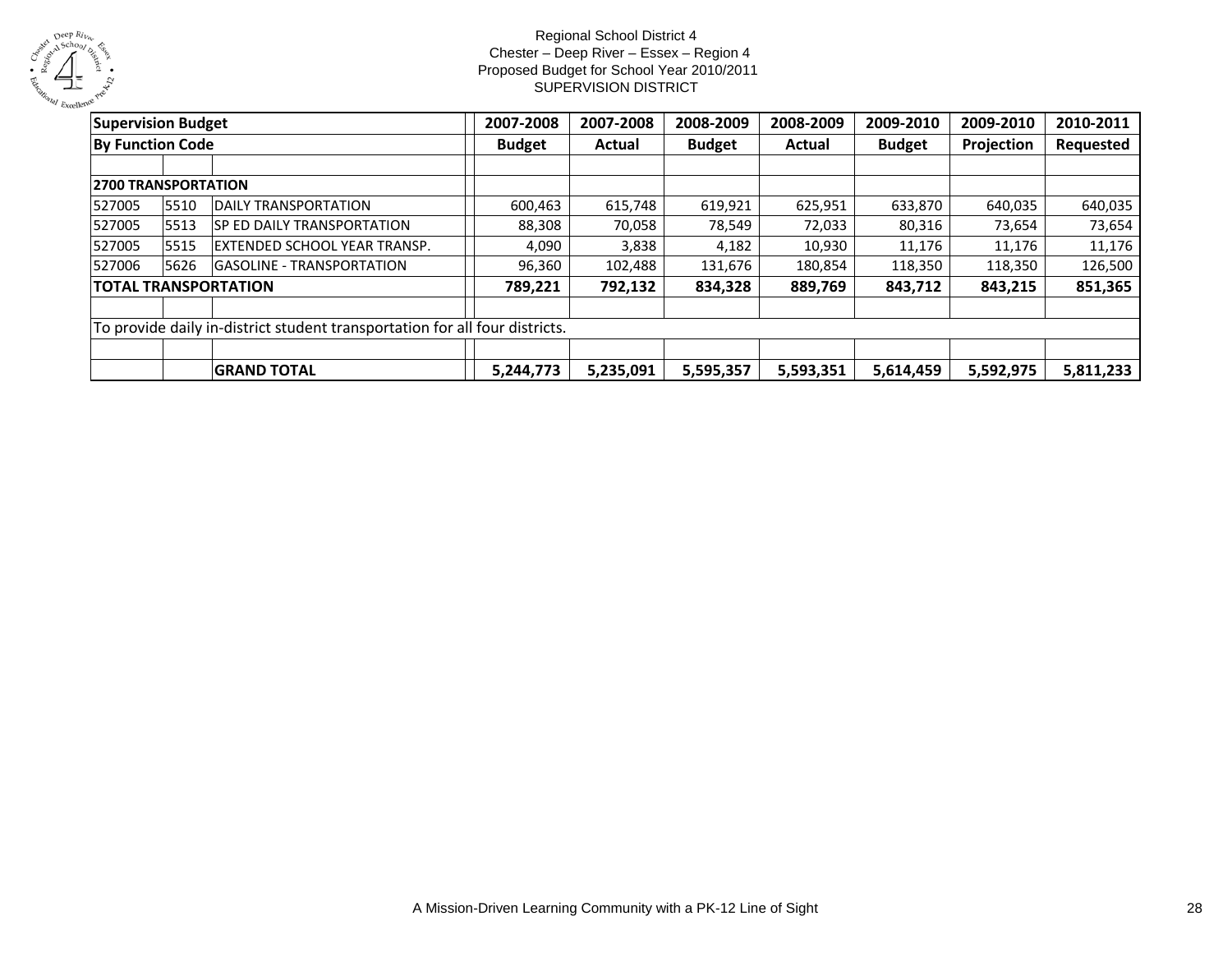Regional School District 4
Chester – Deep River – Essex – Region 4
Proposed Budget for School Year 2010/2011
SUPERVISION DISTRICT

| Supervision Budget | | | 2007-2008 | 2007-2008 | 2008-2009 | 2008-2009 | 2009-2010 | 2009-2010 | 2010-2011 |
|---|---|---|---|---|---|---|---|---|---|
| **By Function Code** | | | **Budget** | **Actual** | **Budget** | **Actual** | **Budget** | **Projection** | **Requested** |
| | | | | | | | | | |
| **2700 TRANSPORTATION** | | | | | | | | | |
| 527005 | 5510 | DAILY TRANSPORTATION | 600,463 | 615,748 | 619,921 | 625,951 | 633,870 | 640,035 | 640,035 |
| 527005 | 5513 | SP ED DAILY TRANSPORTATION | 88,308 | 70,058 | 78,549 | 72,033 | 80,316 | 73,654 | 73,654 |
| 527005 | 5515 | EXTENDED SCHOOL YEAR TRANSP. | 4,090 | 3,838 | 4,182 | 10,930 | 11,176 | 11,176 | 11,176 |
| 527006 | 5626 | GASOLINE - TRANSPORTATION | 96,360 | 102,488 | 131,676 | 180,854 | 118,350 | 118,350 | 126,500 |
| **TOTAL TRANSPORTATION** | | | **789,221** | **792,132** | **834,328** | **889,769** | **843,712** | **843,215** | **851,365** |
| | | | | | | | | | |
| To provide daily in-district student transportation for all four districts. | | | | | | | | | |
| | | | | | | | | | |
| | | **GRAND TOTAL** | **5,244,773** | **5,235,091** | **5,595,357** | **5,593,351** | **5,614,459** | **5,592,975** | **5,811,233** |

A Mission-Driven Learning Community with a PK-12 Line of Sight